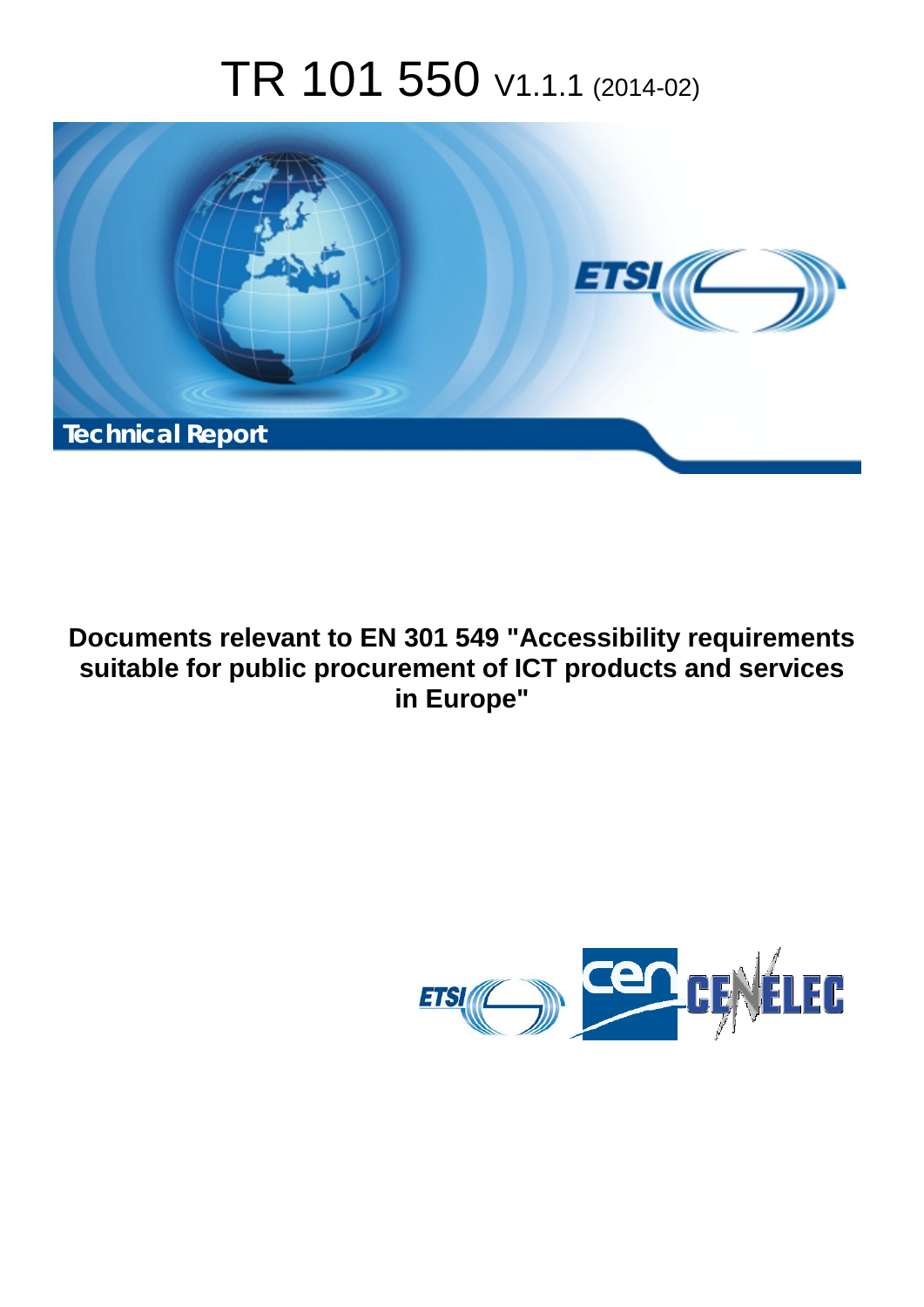# TR 101 550 V1.1.1 (2014-02)

**Technical Report**

## Documents relevant to EN 301 549 "Accessibility requirements suitable for public procurement of ICT products and services in Europe"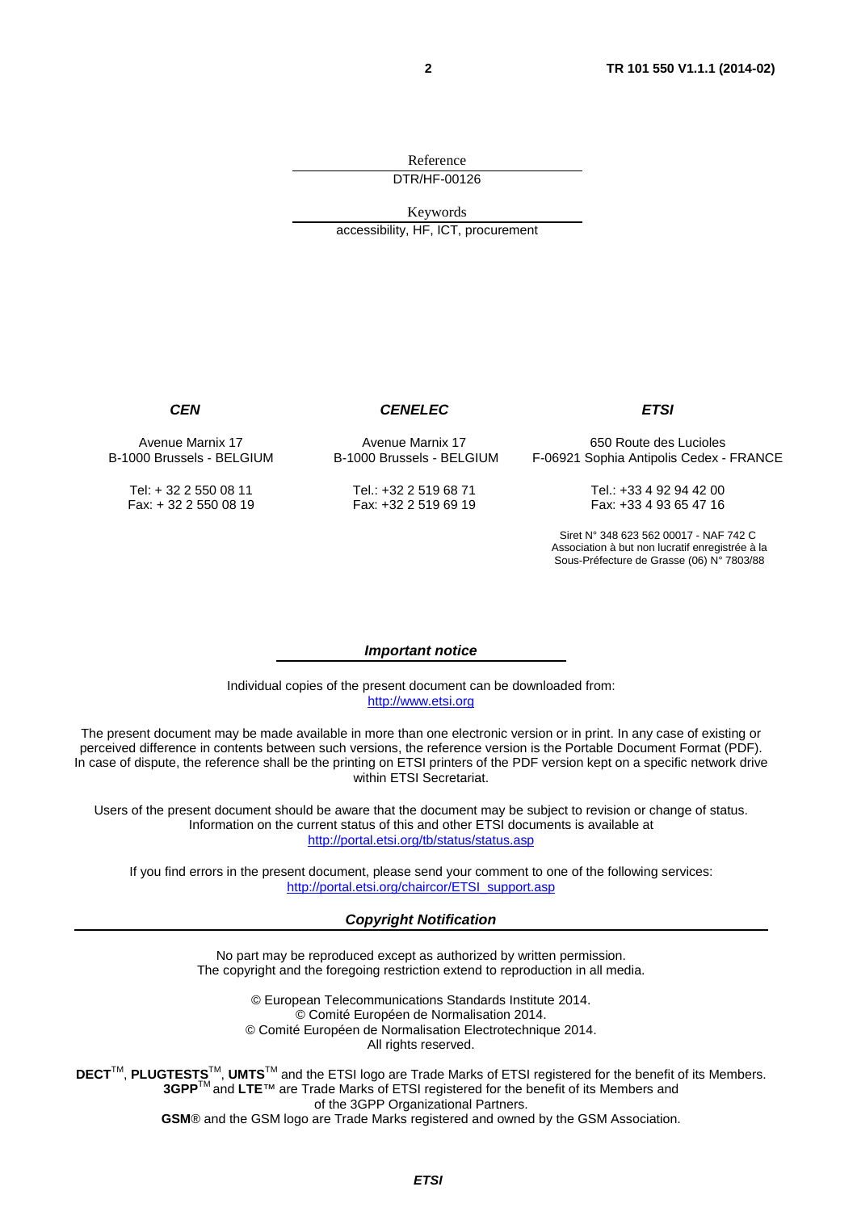Reference

DTR/HF-00126

Keywords

accessibility, HF, ICT, procurement

***CEN***

Avenue Marnix 17
B-1000 Brussels - BELGIUM

Tel: + 32 2 550 08 11
Fax: + 32 2 550 08 19

***CENELEC***

Avenue Marnix 17
B-1000 Brussels - BELGIUM

Tel.: +32 2 519 68 71
Fax: +32 2 519 69 19

***ETSI***

650 Route des Lucioles
F-06921 Sophia Antipolis Cedex - FRANCE

Tel.: +33 4 92 94 42 00
Fax: +33 4 93 65 47 16

Siret N° 348 623 562 00017 - NAF 742 C
Association à but non lucratif enregistrée à la
Sous-Préfecture de Grasse (06) N° 7803/88

***Important notice***

Individual copies of the present document can be downloaded from:
http://www.etsi.org

The present document may be made available in more than one electronic version or in print. In any case of existing or perceived difference in contents between such versions, the reference version is the Portable Document Format (PDF). In case of dispute, the reference shall be the printing on ETSI printers of the PDF version kept on a specific network drive within ETSI Secretariat.

Users of the present document should be aware that the document may be subject to revision or change of status. Information on the current status of this and other ETSI documents is available at
http://portal.etsi.org/tb/status/status.asp

If you find errors in the present document, please send your comment to one of the following services:
http://portal.etsi.org/chaircor/ETSI_support.asp

***Copyright Notification***

No part may be reproduced except as authorized by written permission.
The copyright and the foregoing restriction extend to reproduction in all media.

© European Telecommunications Standards Institute 2014.
© Comité Européen de Normalisation 2014.
© Comité Européen de Normalisation Electrotechnique 2014.
All rights reserved.

**DECT**™, **PLUGTESTS**™, **UMTS**™ and the ETSI logo are Trade Marks of ETSI registered for the benefit of its Members.
**3GPP**™ and **LTE**™ are Trade Marks of ETSI registered for the benefit of its Members and of the 3GPP Organizational Partners.
**GSM**® and the GSM logo are Trade Marks registered and owned by the GSM Association.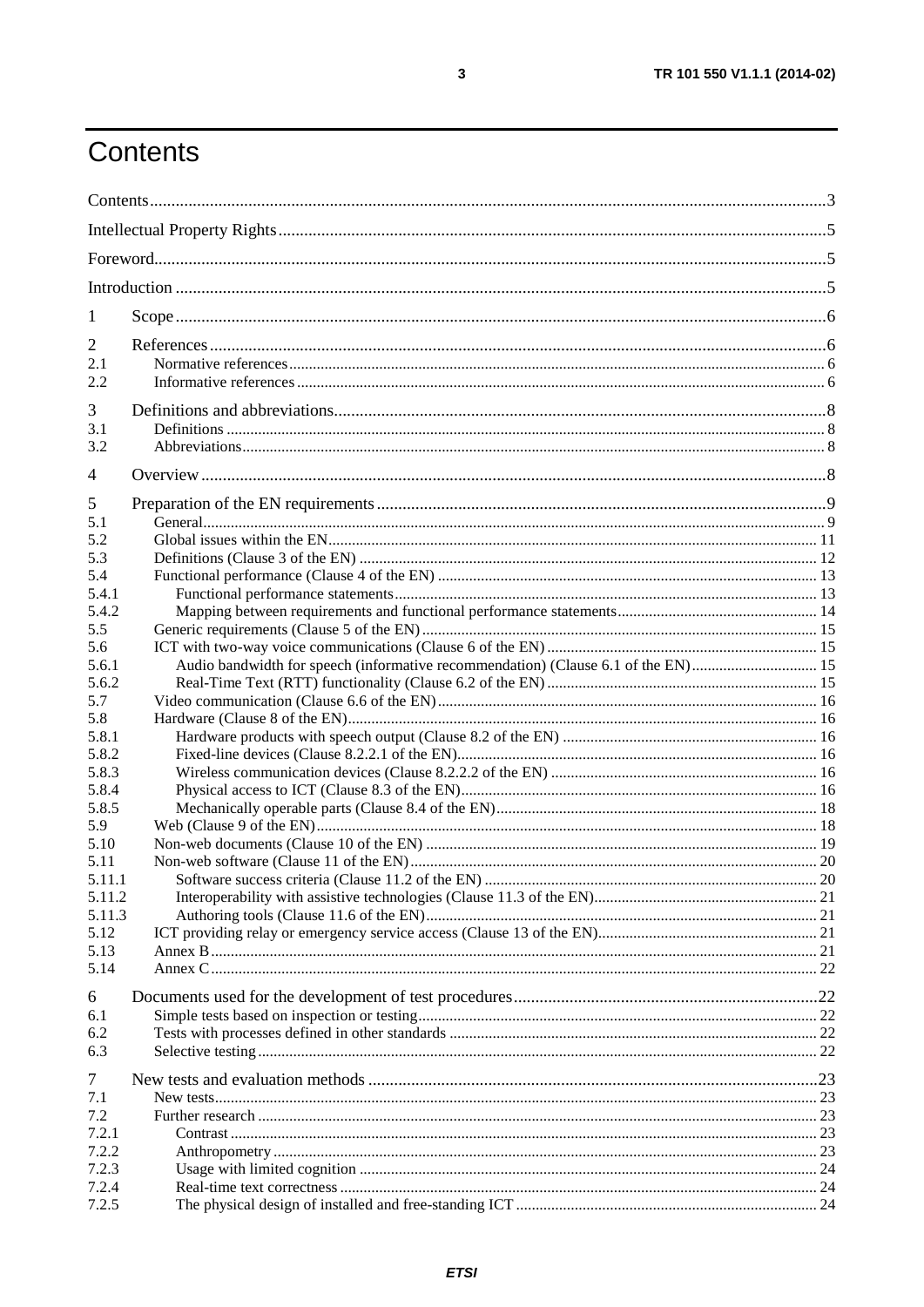# Contents

Contents .... 3
Intellectual Property Rights .... 5
Foreword .... 5
Introduction .... 5

1 Scope .... 6

2 References .... 6
2.1 Normative references .... 6
2.2 Informative references .... 6

3 Definitions and abbreviations .... 8
3.1 Definitions .... 8
3.2 Abbreviations .... 8

4 Overview .... 8

5 Preparation of the EN requirements .... 9
5.1 General .... 9
5.2 Global issues within the EN .... 11
5.3 Definitions (Clause 3 of the EN) .... 12
5.4 Functional performance (Clause 4 of the EN) .... 13
5.4.1 Functional performance statements .... 13
5.4.2 Mapping between requirements and functional performance statements .... 14
5.5 Generic requirements (Clause 5 of the EN) .... 15
5.6 ICT with two-way voice communications (Clause 6 of the EN) .... 15
5.6.1 Audio bandwidth for speech (informative recommendation) (Clause 6.1 of the EN) .... 15
5.6.2 Real-Time Text (RTT) functionality (Clause 6.2 of the EN) .... 15
5.7 Video communication (Clause 6.6 of the EN) .... 16
5.8 Hardware (Clause 8 of the EN) .... 16
5.8.1 Hardware products with speech output (Clause 8.2 of the EN) .... 16
5.8.2 Fixed-line devices (Clause 8.2.2.1 of the EN) .... 16
5.8.3 Wireless communication devices (Clause 8.2.2.2 of the EN) .... 16
5.8.4 Physical access to ICT (Clause 8.3 of the EN) .... 16
5.8.5 Mechanically operable parts (Clause 8.4 of the EN) .... 18
5.9 Web (Clause 9 of the EN) .... 18
5.10 Non-web documents (Clause 10 of the EN) .... 19
5.11 Non-web software (Clause 11 of the EN) .... 20
5.11.1 Software success criteria (Clause 11.2 of the EN) .... 20
5.11.2 Interoperability with assistive technologies (Clause 11.3 of the EN) .... 21
5.11.3 Authoring tools (Clause 11.6 of the EN) .... 21
5.12 ICT providing relay or emergency service access (Clause 13 of the EN) .... 21
5.13 Annex B .... 21
5.14 Annex C .... 22

6 Documents used for the development of test procedures .... 22
6.1 Simple tests based on inspection or testing .... 22
6.2 Tests with processes defined in other standards .... 22
6.3 Selective testing .... 22

7 New tests and evaluation methods .... 23
7.1 New tests .... 23
7.2 Further research .... 23
7.2.1 Contrast .... 23
7.2.2 Anthropometry .... 23
7.2.3 Usage with limited cognition .... 24
7.2.4 Real-time text correctness .... 24
7.2.5 The physical design of installed and free-standing ICT .... 24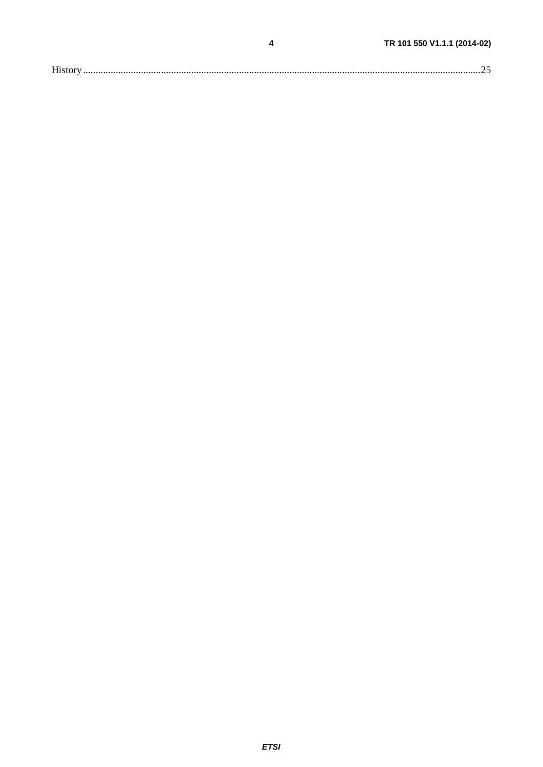History ........................................................................................................................................................25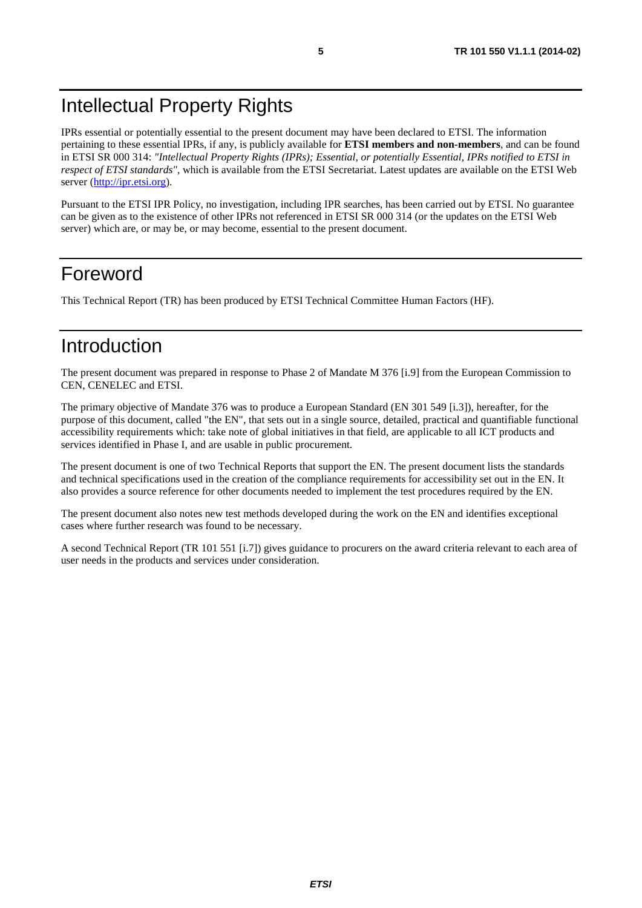# Intellectual Property Rights

IPRs essential or potentially essential to the present document may have been declared to ETSI. The information pertaining to these essential IPRs, if any, is publicly available for **ETSI members and non-members**, and can be found in ETSI SR 000 314: *"Intellectual Property Rights (IPRs); Essential, or potentially Essential, IPRs notified to ETSI in respect of ETSI standards"*, which is available from the ETSI Secretariat. Latest updates are available on the ETSI Web server (http://ipr.etsi.org).

Pursuant to the ETSI IPR Policy, no investigation, including IPR searches, has been carried out by ETSI. No guarantee can be given as to the existence of other IPRs not referenced in ETSI SR 000 314 (or the updates on the ETSI Web server) which are, or may be, or may become, essential to the present document.

# Foreword

This Technical Report (TR) has been produced by ETSI Technical Committee Human Factors (HF).

# Introduction

The present document was prepared in response to Phase 2 of Mandate M 376 [i.9] from the European Commission to CEN, CENELEC and ETSI.

The primary objective of Mandate 376 was to produce a European Standard (EN 301 549 [i.3]), hereafter, for the purpose of this document, called "the EN", that sets out in a single source, detailed, practical and quantifiable functional accessibility requirements which: take note of global initiatives in that field, are applicable to all ICT products and services identified in Phase I, and are usable in public procurement.

The present document is one of two Technical Reports that support the EN. The present document lists the standards and technical specifications used in the creation of the compliance requirements for accessibility set out in the EN. It also provides a source reference for other documents needed to implement the test procedures required by the EN.

The present document also notes new test methods developed during the work on the EN and identifies exceptional cases where further research was found to be necessary.

A second Technical Report (TR 101 551 [i.7]) gives guidance to procurers on the award criteria relevant to each area of user needs in the products and services under consideration.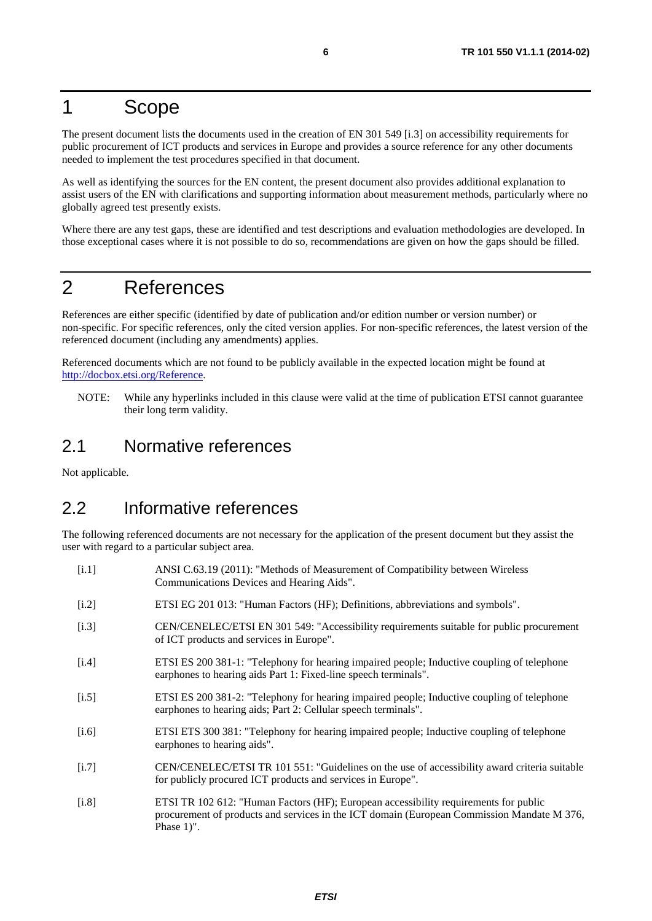# 1 Scope

The present document lists the documents used in the creation of EN 301 549 [i.3] on accessibility requirements for public procurement of ICT products and services in Europe and provides a source reference for any other documents needed to implement the test procedures specified in that document.

As well as identifying the sources for the EN content, the present document also provides additional explanation to assist users of the EN with clarifications and supporting information about measurement methods, particularly where no globally agreed test presently exists.

Where there are any test gaps, these are identified and test descriptions and evaluation methodologies are developed. In those exceptional cases where it is not possible to do so, recommendations are given on how the gaps should be filled.

# 2 References

References are either specific (identified by date of publication and/or edition number or version number) or non-specific. For specific references, only the cited version applies. For non-specific references, the latest version of the referenced document (including any amendments) applies.

Referenced documents which are not found to be publicly available in the expected location might be found at http://docbox.etsi.org/Reference.

NOTE: While any hyperlinks included in this clause were valid at the time of publication ETSI cannot guarantee their long term validity.

## 2.1 Normative references

Not applicable.

## 2.2 Informative references

The following referenced documents are not necessary for the application of the present document but they assist the user with regard to a particular subject area.

[i.1] ANSI C.63.19 (2011): "Methods of Measurement of Compatibility between Wireless Communications Devices and Hearing Aids".

[i.2] ETSI EG 201 013: "Human Factors (HF); Definitions, abbreviations and symbols".

[i.3] CEN/CENELEC/ETSI EN 301 549: "Accessibility requirements suitable for public procurement of ICT products and services in Europe".

[i.4] ETSI ES 200 381-1: "Telephony for hearing impaired people; Inductive coupling of telephone earphones to hearing aids Part 1: Fixed-line speech terminals".

[i.5] ETSI ES 200 381-2: "Telephony for hearing impaired people; Inductive coupling of telephone earphones to hearing aids; Part 2: Cellular speech terminals".

[i.6] ETSI ETS 300 381: "Telephony for hearing impaired people; Inductive coupling of telephone earphones to hearing aids".

[i.7] CEN/CENELEC/ETSI TR 101 551: "Guidelines on the use of accessibility award criteria suitable for publicly procured ICT products and services in Europe".

[i.8] ETSI TR 102 612: "Human Factors (HF); European accessibility requirements for public procurement of products and services in the ICT domain (European Commission Mandate M 376, Phase 1)".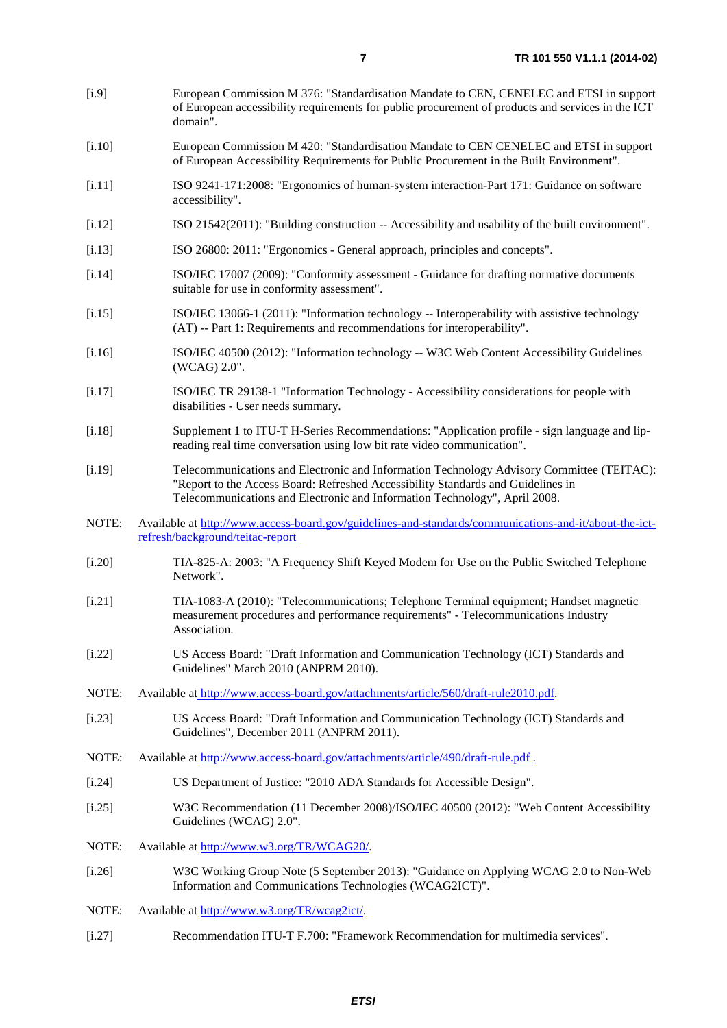[i.9] European Commission M 376: "Standardisation Mandate to CEN, CENELEC and ETSI in support of European accessibility requirements for public procurement of products and services in the ICT domain".

[i.10] European Commission M 420: "Standardisation Mandate to CEN CENELEC and ETSI in support of European Accessibility Requirements for Public Procurement in the Built Environment".

[i.11] ISO 9241-171:2008: "Ergonomics of human-system interaction-Part 171: Guidance on software accessibility".

[i.12] ISO 21542(2011): "Building construction -- Accessibility and usability of the built environment".

[i.13] ISO 26800: 2011: "Ergonomics - General approach, principles and concepts".

[i.14] ISO/IEC 17007 (2009): "Conformity assessment - Guidance for drafting normative documents suitable for use in conformity assessment".

[i.15] ISO/IEC 13066-1 (2011): "Information technology -- Interoperability with assistive technology (AT) -- Part 1: Requirements and recommendations for interoperability".

[i.16] ISO/IEC 40500 (2012): "Information technology -- W3C Web Content Accessibility Guidelines (WCAG) 2.0".

[i.17] ISO/IEC TR 29138-1 "Information Technology - Accessibility considerations for people with disabilities - User needs summary.

[i.18] Supplement 1 to ITU-T H-Series Recommendations: "Application profile - sign language and lip-reading real time conversation using low bit rate video communication".

[i.19] Telecommunications and Electronic and Information Technology Advisory Committee (TEITAC): "Report to the Access Board: Refreshed Accessibility Standards and Guidelines in Telecommunications and Electronic and Information Technology", April 2008.

NOTE: Available at http://www.access-board.gov/guidelines-and-standards/communications-and-it/about-the-ict-refresh/background/teitac-report

[i.20] TIA-825-A: 2003: "A Frequency Shift Keyed Modem for Use on the Public Switched Telephone Network".

[i.21] TIA-1083-A (2010): "Telecommunications; Telephone Terminal equipment; Handset magnetic measurement procedures and performance requirements" - Telecommunications Industry Association.

[i.22] US Access Board: "Draft Information and Communication Technology (ICT) Standards and Guidelines" March 2010 (ANPRM 2010).

NOTE: Available at http://www.access-board.gov/attachments/article/560/draft-rule2010.pdf.

[i.23] US Access Board: "Draft Information and Communication Technology (ICT) Standards and Guidelines", December 2011 (ANPRM 2011).

NOTE: Available at http://www.access-board.gov/attachments/article/490/draft-rule.pdf .

[i.24] US Department of Justice: "2010 ADA Standards for Accessible Design".

[i.25] W3C Recommendation (11 December 2008)/ISO/IEC 40500 (2012): "Web Content Accessibility Guidelines (WCAG) 2.0".

NOTE: Available at http://www.w3.org/TR/WCAG20/.

[i.26] W3C Working Group Note (5 September 2013): "Guidance on Applying WCAG 2.0 to Non-Web Information and Communications Technologies (WCAG2ICT)".

NOTE: Available at http://www.w3.org/TR/wcag2ict/.

[i.27] Recommendation ITU-T F.700: "Framework Recommendation for multimedia services".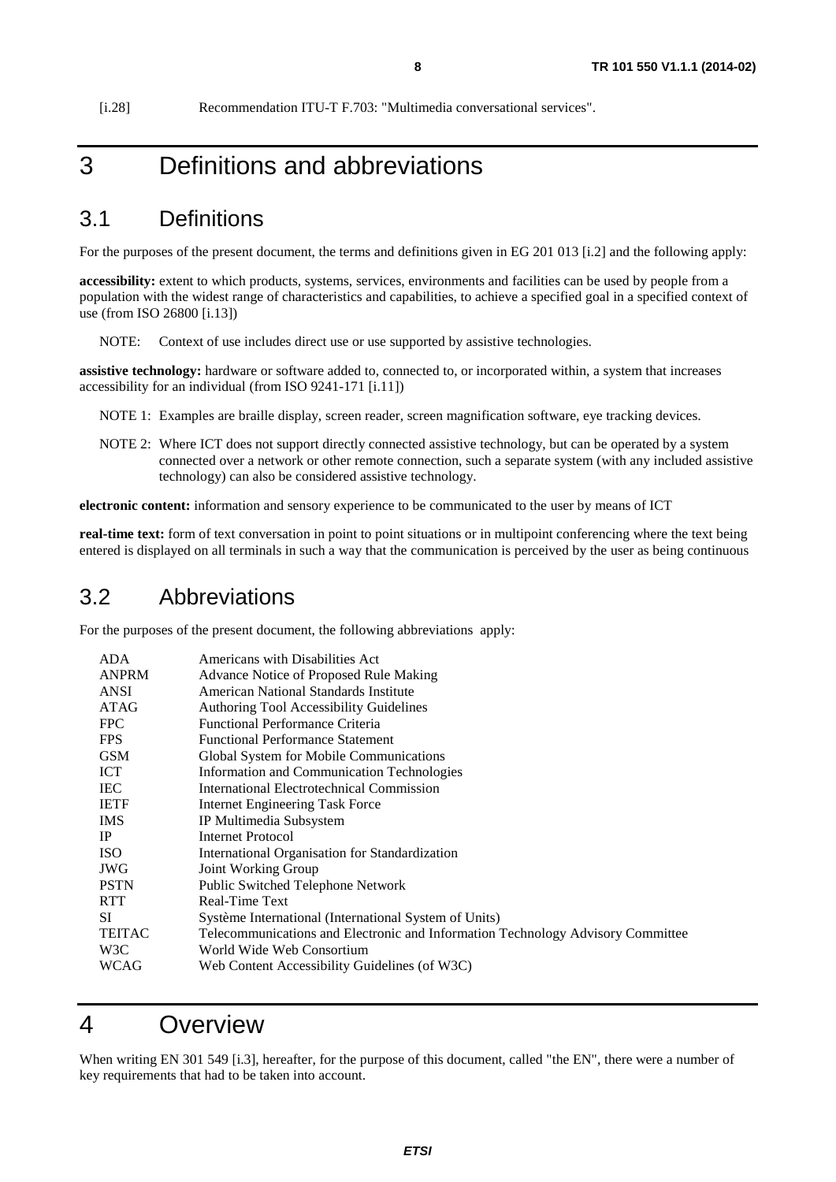[i.28] Recommendation ITU-T F.703: "Multimedia conversational services".

# 3 Definitions and abbreviations

## 3.1 Definitions

For the purposes of the present document, the terms and definitions given in EG 201 013 [i.2] and the following apply:

**accessibility:** extent to which products, systems, services, environments and facilities can be used by people from a population with the widest range of characteristics and capabilities, to achieve a specified goal in a specified context of use (from ISO 26800 [i.13])

NOTE: Context of use includes direct use or use supported by assistive technologies.

**assistive technology:** hardware or software added to, connected to, or incorporated within, a system that increases accessibility for an individual (from ISO 9241-171 [i.11])

NOTE 1: Examples are braille display, screen reader, screen magnification software, eye tracking devices.

NOTE 2: Where ICT does not support directly connected assistive technology, but can be operated by a system connected over a network or other remote connection, such a separate system (with any included assistive technology) can also be considered assistive technology.

**electronic content:** information and sensory experience to be communicated to the user by means of ICT

**real-time text:** form of text conversation in point to point situations or in multipoint conferencing where the text being entered is displayed on all terminals in such a way that the communication is perceived by the user as being continuous

## 3.2 Abbreviations

For the purposes of the present document, the following abbreviations apply:

| | |
|---|---|
| ADA | Americans with Disabilities Act |
| ANPRM | Advance Notice of Proposed Rule Making |
| ANSI | American National Standards Institute |
| ATAG | Authoring Tool Accessibility Guidelines |
| FPC | Functional Performance Criteria |
| FPS | Functional Performance Statement |
| GSM | Global System for Mobile Communications |
| ICT | Information and Communication Technologies |
| IEC | International Electrotechnical Commission |
| IETF | Internet Engineering Task Force |
| IMS | IP Multimedia Subsystem |
| IP | Internet Protocol |
| ISO | International Organisation for Standardization |
| JWG | Joint Working Group |
| PSTN | Public Switched Telephone Network |
| RTT | Real-Time Text |
| SI | Système International (International System of Units) |
| TEITAC | Telecommunications and Electronic and Information Technology Advisory Committee |
| W3C | World Wide Web Consortium |
| WCAG | Web Content Accessibility Guidelines (of W3C) |

# 4 Overview

When writing EN 301 549 [i.3], hereafter, for the purpose of this document, called "the EN", there were a number of key requirements that had to be taken into account.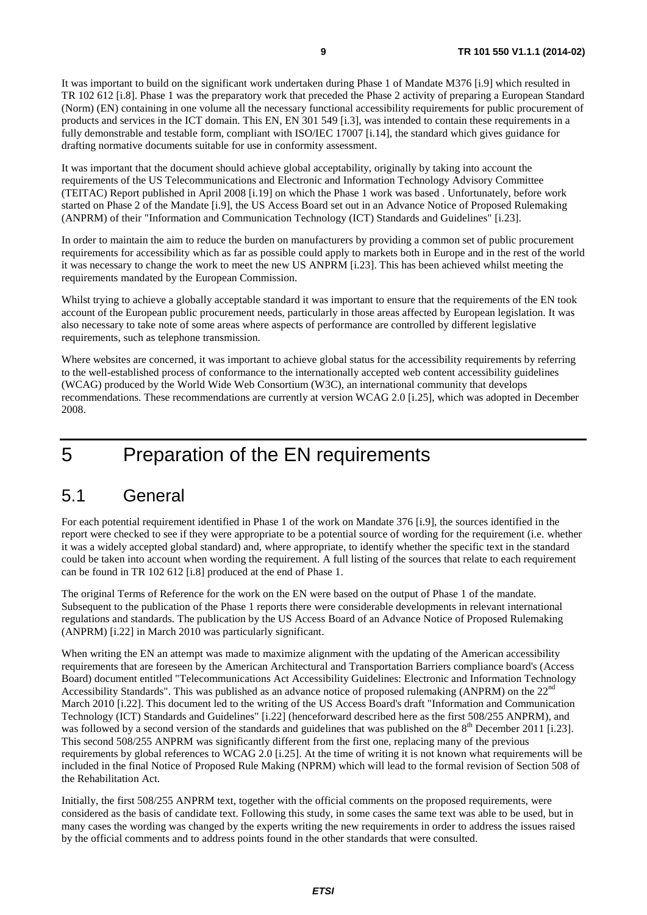It was important to build on the significant work undertaken during Phase 1 of Mandate M376 [i.9] which resulted in TR 102 612 [i.8]. Phase 1 was the preparatory work that preceded the Phase 2 activity of preparing a European Standard (Norm) (EN) containing in one volume all the necessary functional accessibility requirements for public procurement of products and services in the ICT domain. This EN, EN 301 549 [i.3], was intended to contain these requirements in a fully demonstrable and testable form, compliant with ISO/IEC 17007 [i.14], the standard which gives guidance for drafting normative documents suitable for use in conformity assessment.

It was important that the document should achieve global acceptability, originally by taking into account the requirements of the US Telecommunications and Electronic and Information Technology Advisory Committee (TEITAC) Report published in April 2008 [i.19] on which the Phase 1 work was based . Unfortunately, before work started on Phase 2 of the Mandate [i.9], the US Access Board set out in an Advance Notice of Proposed Rulemaking (ANPRM) of their "Information and Communication Technology (ICT) Standards and Guidelines" [i.23].

In order to maintain the aim to reduce the burden on manufacturers by providing a common set of public procurement requirements for accessibility which as far as possible could apply to markets both in Europe and in the rest of the world it was necessary to change the work to meet the new US ANPRM [i.23]. This has been achieved whilst meeting the requirements mandated by the European Commission.

Whilst trying to achieve a globally acceptable standard it was important to ensure that the requirements of the EN took account of the European public procurement needs, particularly in those areas affected by European legislation. It was also necessary to take note of some areas where aspects of performance are controlled by different legislative requirements, such as telephone transmission.

Where websites are concerned, it was important to achieve global status for the accessibility requirements by referring to the well-established process of conformance to the internationally accepted web content accessibility guidelines (WCAG) produced by the World Wide Web Consortium (W3C), an international community that develops recommendations. These recommendations are currently at version WCAG 2.0 [i.25], which was adopted in December 2008.

# 5 Preparation of the EN requirements

## 5.1 General

For each potential requirement identified in Phase 1 of the work on Mandate 376 [i.9], the sources identified in the report were checked to see if they were appropriate to be a potential source of wording for the requirement (i.e. whether it was a widely accepted global standard) and, where appropriate, to identify whether the specific text in the standard could be taken into account when wording the requirement. A full listing of the sources that relate to each requirement can be found in TR 102 612 [i.8] produced at the end of Phase 1.

The original Terms of Reference for the work on the EN were based on the output of Phase 1 of the mandate. Subsequent to the publication of the Phase 1 reports there were considerable developments in relevant international regulations and standards. The publication by the US Access Board of an Advance Notice of Proposed Rulemaking (ANPRM) [i.22] in March 2010 was particularly significant.

When writing the EN an attempt was made to maximize alignment with the updating of the American accessibility requirements that are foreseen by the American Architectural and Transportation Barriers compliance board's (Access Board) document entitled "Telecommunications Act Accessibility Guidelines: Electronic and Information Technology Accessibility Standards". This was published as an advance notice of proposed rulemaking (ANPRM) on the 22nd March 2010 [i.22]. This document led to the writing of the US Access Board's draft "Information and Communication Technology (ICT) Standards and Guidelines" [i.22] (henceforward described here as the first 508/255 ANPRM), and was followed by a second version of the standards and guidelines that was published on the 8th December 2011 [i.23]. This second 508/255 ANPRM was significantly different from the first one, replacing many of the previous requirements by global references to WCAG 2.0 [i.25]. At the time of writing it is not known what requirements will be included in the final Notice of Proposed Rule Making (NPRM) which will lead to the formal revision of Section 508 of the Rehabilitation Act.

Initially, the first 508/255 ANPRM text, together with the official comments on the proposed requirements, were considered as the basis of candidate text. Following this study, in some cases the same text was able to be used, but in many cases the wording was changed by the experts writing the new requirements in order to address the issues raised by the official comments and to address points found in the other standards that were consulted.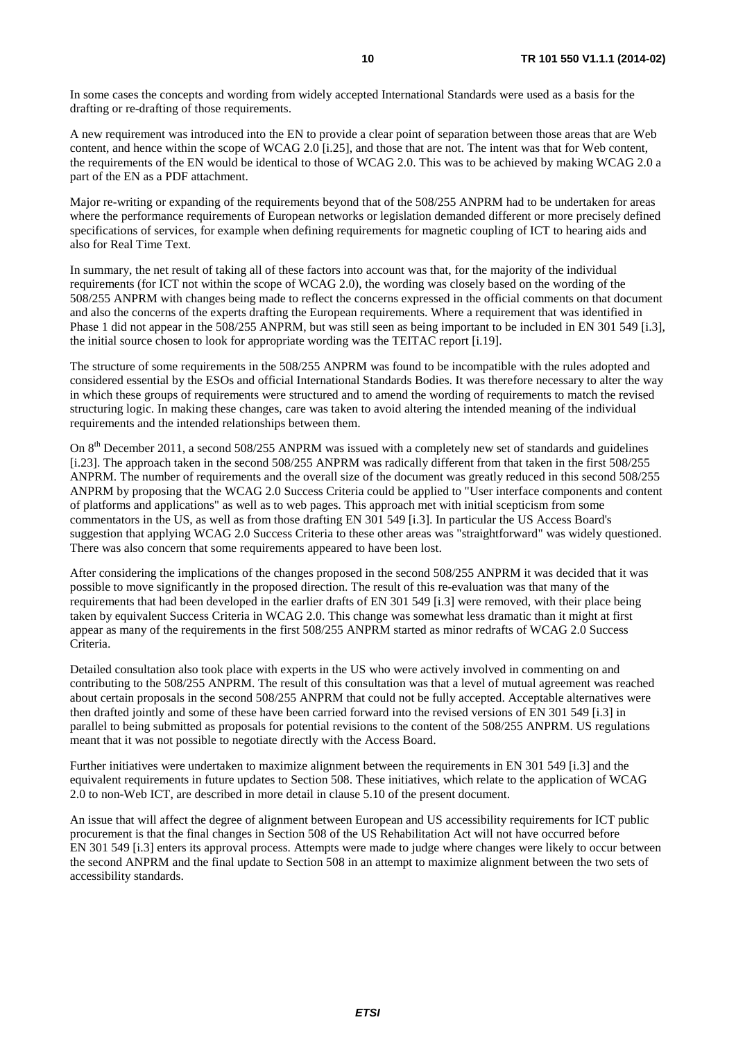In some cases the concepts and wording from widely accepted International Standards were used as a basis for the drafting or re-drafting of those requirements.

A new requirement was introduced into the EN to provide a clear point of separation between those areas that are Web content, and hence within the scope of WCAG 2.0 [i.25], and those that are not. The intent was that for Web content, the requirements of the EN would be identical to those of WCAG 2.0. This was to be achieved by making WCAG 2.0 a part of the EN as a PDF attachment.

Major re-writing or expanding of the requirements beyond that of the 508/255 ANPRM had to be undertaken for areas where the performance requirements of European networks or legislation demanded different or more precisely defined specifications of services, for example when defining requirements for magnetic coupling of ICT to hearing aids and also for Real Time Text.

In summary, the net result of taking all of these factors into account was that, for the majority of the individual requirements (for ICT not within the scope of WCAG 2.0), the wording was closely based on the wording of the 508/255 ANPRM with changes being made to reflect the concerns expressed in the official comments on that document and also the concerns of the experts drafting the European requirements. Where a requirement that was identified in Phase 1 did not appear in the 508/255 ANPRM, but was still seen as being important to be included in EN 301 549 [i.3], the initial source chosen to look for appropriate wording was the TEITAC report [i.19].

The structure of some requirements in the 508/255 ANPRM was found to be incompatible with the rules adopted and considered essential by the ESOs and official International Standards Bodies. It was therefore necessary to alter the way in which these groups of requirements were structured and to amend the wording of requirements to match the revised structuring logic. In making these changes, care was taken to avoid altering the intended meaning of the individual requirements and the intended relationships between them.

On 8th December 2011, a second 508/255 ANPRM was issued with a completely new set of standards and guidelines [i.23]. The approach taken in the second 508/255 ANPRM was radically different from that taken in the first 508/255 ANPRM. The number of requirements and the overall size of the document was greatly reduced in this second 508/255 ANPRM by proposing that the WCAG 2.0 Success Criteria could be applied to "User interface components and content of platforms and applications" as well as to web pages. This approach met with initial scepticism from some commentators in the US, as well as from those drafting EN 301 549 [i.3]. In particular the US Access Board's suggestion that applying WCAG 2.0 Success Criteria to these other areas was "straightforward" was widely questioned. There was also concern that some requirements appeared to have been lost.

After considering the implications of the changes proposed in the second 508/255 ANPRM it was decided that it was possible to move significantly in the proposed direction. The result of this re-evaluation was that many of the requirements that had been developed in the earlier drafts of EN 301 549 [i.3] were removed, with their place being taken by equivalent Success Criteria in WCAG 2.0. This change was somewhat less dramatic than it might at first appear as many of the requirements in the first 508/255 ANPRM started as minor redrafts of WCAG 2.0 Success Criteria.

Detailed consultation also took place with experts in the US who were actively involved in commenting on and contributing to the 508/255 ANPRM. The result of this consultation was that a level of mutual agreement was reached about certain proposals in the second 508/255 ANPRM that could not be fully accepted. Acceptable alternatives were then drafted jointly and some of these have been carried forward into the revised versions of EN 301 549 [i.3] in parallel to being submitted as proposals for potential revisions to the content of the 508/255 ANPRM. US regulations meant that it was not possible to negotiate directly with the Access Board.

Further initiatives were undertaken to maximize alignment between the requirements in EN 301 549 [i.3] and the equivalent requirements in future updates to Section 508. These initiatives, which relate to the application of WCAG 2.0 to non-Web ICT, are described in more detail in clause 5.10 of the present document.

An issue that will affect the degree of alignment between European and US accessibility requirements for ICT public procurement is that the final changes in Section 508 of the US Rehabilitation Act will not have occurred before EN 301 549 [i.3] enters its approval process. Attempts were made to judge where changes were likely to occur between the second ANPRM and the final update to Section 508 in an attempt to maximize alignment between the two sets of accessibility standards.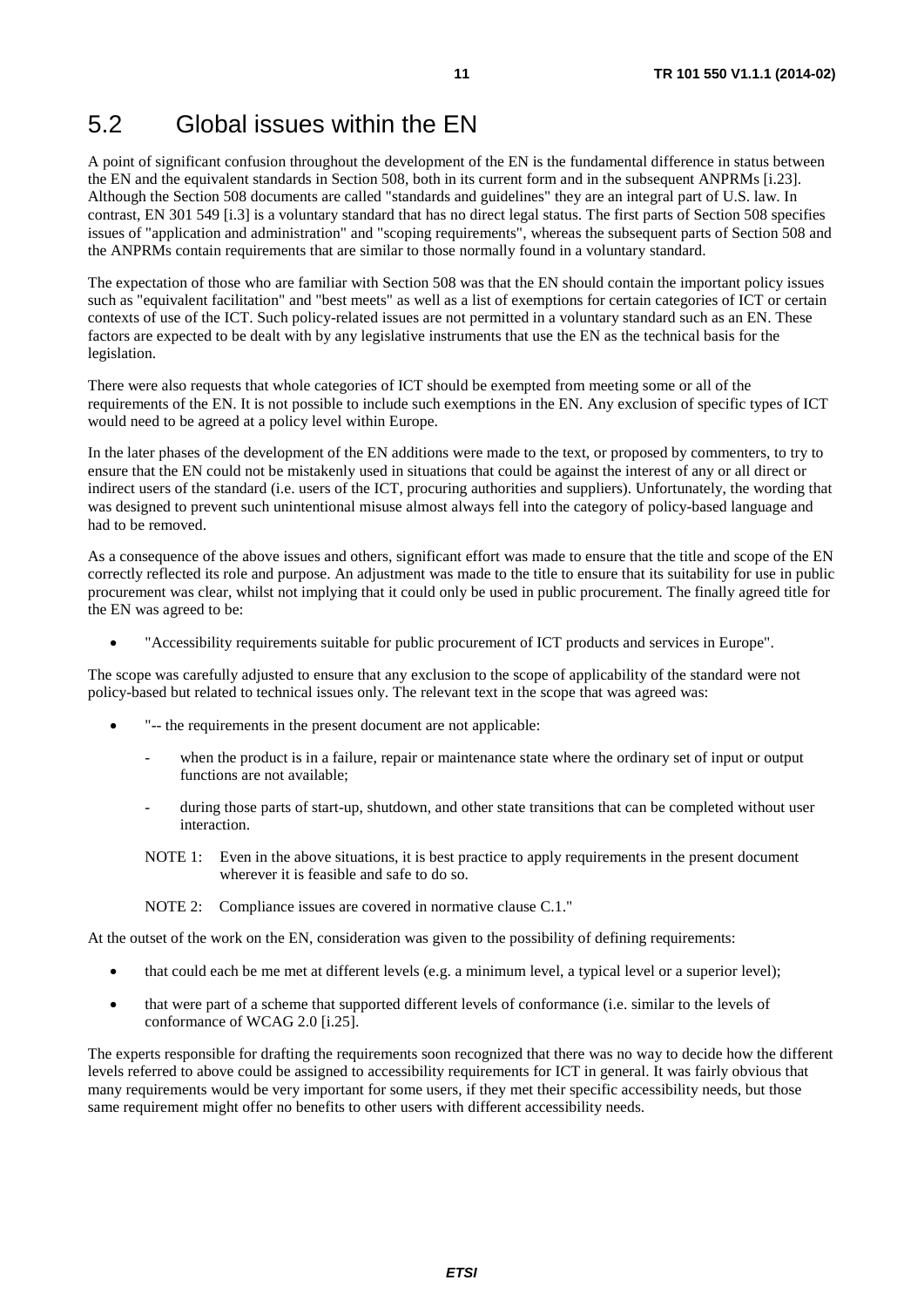## 5.2 Global issues within the EN

A point of significant confusion throughout the development of the EN is the fundamental difference in status between the EN and the equivalent standards in Section 508, both in its current form and in the subsequent ANPRMs [i.23]. Although the Section 508 documents are called "standards and guidelines" they are an integral part of U.S. law. In contrast, EN 301 549 [i.3] is a voluntary standard that has no direct legal status. The first parts of Section 508 specifies issues of "application and administration" and "scoping requirements", whereas the subsequent parts of Section 508 and the ANPRMs contain requirements that are similar to those normally found in a voluntary standard.

The expectation of those who are familiar with Section 508 was that the EN should contain the important policy issues such as "equivalent facilitation" and "best meets" as well as a list of exemptions for certain categories of ICT or certain contexts of use of the ICT. Such policy-related issues are not permitted in a voluntary standard such as an EN. These factors are expected to be dealt with by any legislative instruments that use the EN as the technical basis for the legislation.

There were also requests that whole categories of ICT should be exempted from meeting some or all of the requirements of the EN. It is not possible to include such exemptions in the EN. Any exclusion of specific types of ICT would need to be agreed at a policy level within Europe.

In the later phases of the development of the EN additions were made to the text, or proposed by commenters, to try to ensure that the EN could not be mistakenly used in situations that could be against the interest of any or all direct or indirect users of the standard (i.e. users of the ICT, procuring authorities and suppliers). Unfortunately, the wording that was designed to prevent such unintentional misuse almost always fell into the category of policy-based language and had to be removed.

As a consequence of the above issues and others, significant effort was made to ensure that the title and scope of the EN correctly reflected its role and purpose. An adjustment was made to the title to ensure that its suitability for use in public procurement was clear, whilst not implying that it could only be used in public procurement. The finally agreed title for the EN was agreed to be:

- "Accessibility requirements suitable for public procurement of ICT products and services in Europe".

The scope was carefully adjusted to ensure that any exclusion to the scope of applicability of the standard were not policy-based but related to technical issues only. The relevant text in the scope that was agreed was:

- "-- the requirements in the present document are not applicable:
  - when the product is in a failure, repair or maintenance state where the ordinary set of input or output functions are not available;
  - during those parts of start-up, shutdown, and other state transitions that can be completed without user interaction.

  NOTE 1: Even in the above situations, it is best practice to apply requirements in the present document wherever it is feasible and safe to do so.

  NOTE 2: Compliance issues are covered in normative clause C.1."

At the outset of the work on the EN, consideration was given to the possibility of defining requirements:

- that could each be me met at different levels (e.g. a minimum level, a typical level or a superior level);
- that were part of a scheme that supported different levels of conformance (i.e. similar to the levels of conformance of WCAG 2.0 [i.25].

The experts responsible for drafting the requirements soon recognized that there was no way to decide how the different levels referred to above could be assigned to accessibility requirements for ICT in general. It was fairly obvious that many requirements would be very important for some users, if they met their specific accessibility needs, but those same requirement might offer no benefits to other users with different accessibility needs.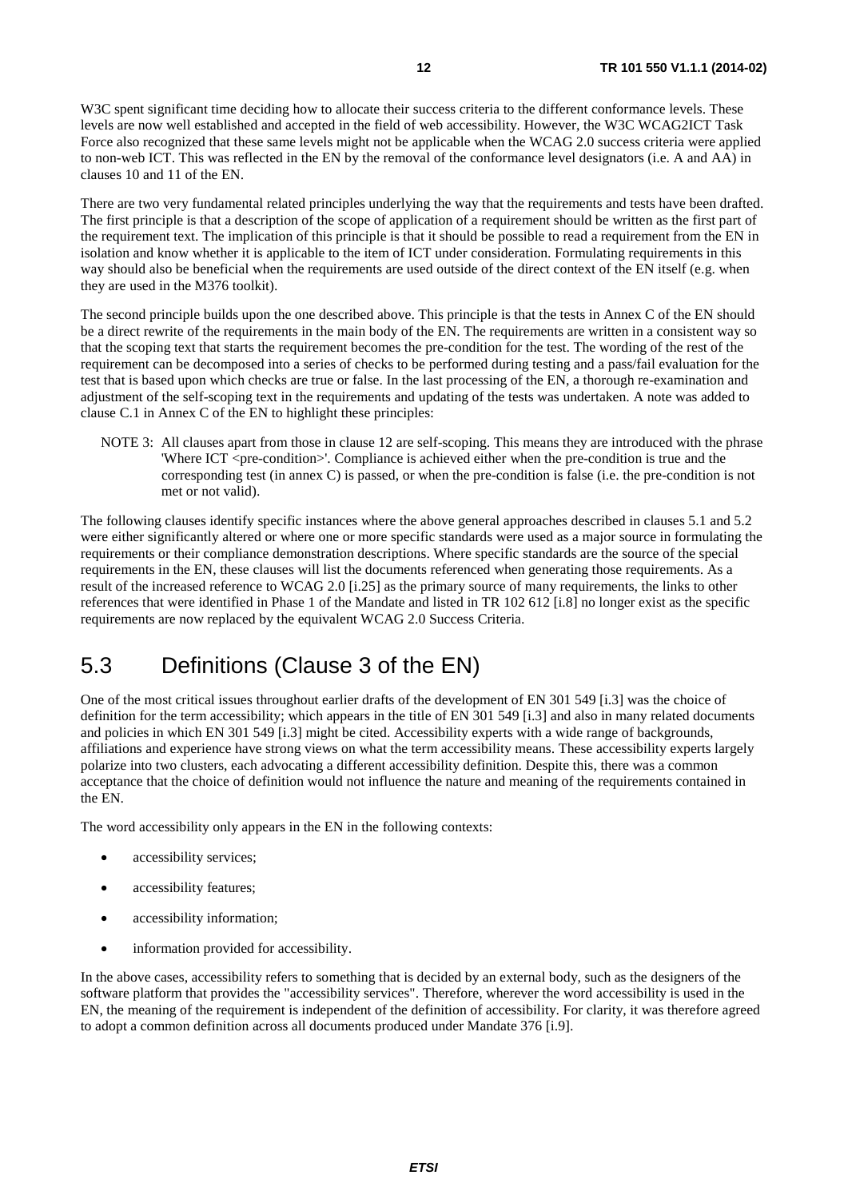W3C spent significant time deciding how to allocate their success criteria to the different conformance levels. These levels are now well established and accepted in the field of web accessibility. However, the W3C WCAG2ICT Task Force also recognized that these same levels might not be applicable when the WCAG 2.0 success criteria were applied to non-web ICT. This was reflected in the EN by the removal of the conformance level designators (i.e. A and AA) in clauses 10 and 11 of the EN.

There are two very fundamental related principles underlying the way that the requirements and tests have been drafted. The first principle is that a description of the scope of application of a requirement should be written as the first part of the requirement text. The implication of this principle is that it should be possible to read a requirement from the EN in isolation and know whether it is applicable to the item of ICT under consideration. Formulating requirements in this way should also be beneficial when the requirements are used outside of the direct context of the EN itself (e.g. when they are used in the M376 toolkit).

The second principle builds upon the one described above. This principle is that the tests in Annex C of the EN should be a direct rewrite of the requirements in the main body of the EN. The requirements are written in a consistent way so that the scoping text that starts the requirement becomes the pre-condition for the test. The wording of the rest of the requirement can be decomposed into a series of checks to be performed during testing and a pass/fail evaluation for the test that is based upon which checks are true or false. In the last processing of the EN, a thorough re-examination and adjustment of the self-scoping text in the requirements and updating of the tests was undertaken. A note was added to clause C.1 in Annex C of the EN to highlight these principles:

> NOTE 3: All clauses apart from those in clause 12 are self-scoping. This means they are introduced with the phrase 'Where ICT <pre-condition>'. Compliance is achieved either when the pre-condition is true and the corresponding test (in annex C) is passed, or when the pre-condition is false (i.e. the pre-condition is not met or not valid).

The following clauses identify specific instances where the above general approaches described in clauses 5.1 and 5.2 were either significantly altered or where one or more specific standards were used as a major source in formulating the requirements or their compliance demonstration descriptions. Where specific standards are the source of the special requirements in the EN, these clauses will list the documents referenced when generating those requirements. As a result of the increased reference to WCAG 2.0 [i.25] as the primary source of many requirements, the links to other references that were identified in Phase 1 of the Mandate and listed in TR 102 612 [i.8] no longer exist as the specific requirements are now replaced by the equivalent WCAG 2.0 Success Criteria.

## 5.3 Definitions (Clause 3 of the EN)

One of the most critical issues throughout earlier drafts of the development of EN 301 549 [i.3] was the choice of definition for the term accessibility; which appears in the title of EN 301 549 [i.3] and also in many related documents and policies in which EN 301 549 [i.3] might be cited. Accessibility experts with a wide range of backgrounds, affiliations and experience have strong views on what the term accessibility means. These accessibility experts largely polarize into two clusters, each advocating a different accessibility definition. Despite this, there was a common acceptance that the choice of definition would not influence the nature and meaning of the requirements contained in the EN.

The word accessibility only appears in the EN in the following contexts:

- accessibility services;
- accessibility features;
- accessibility information;
- information provided for accessibility.

In the above cases, accessibility refers to something that is decided by an external body, such as the designers of the software platform that provides the "accessibility services". Therefore, wherever the word accessibility is used in the EN, the meaning of the requirement is independent of the definition of accessibility. For clarity, it was therefore agreed to adopt a common definition across all documents produced under Mandate 376 [i.9].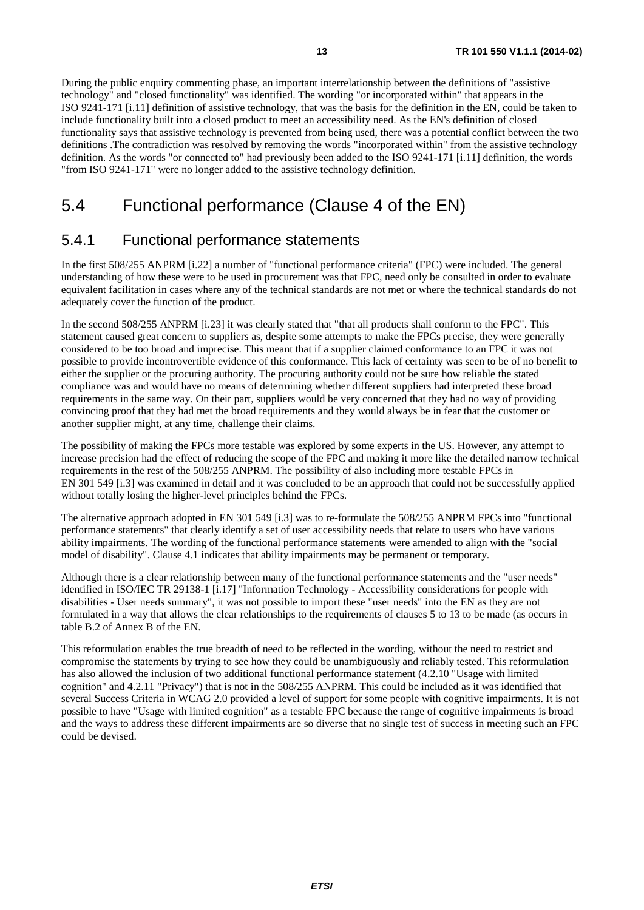During the public enquiry commenting phase, an important interrelationship between the definitions of "assistive technology" and "closed functionality" was identified. The wording "or incorporated within" that appears in the ISO 9241-171 [i.11] definition of assistive technology, that was the basis for the definition in the EN, could be taken to include functionality built into a closed product to meet an accessibility need. As the EN's definition of closed functionality says that assistive technology is prevented from being used, there was a potential conflict between the two definitions .The contradiction was resolved by removing the words "incorporated within" from the assistive technology definition. As the words "or connected to" had previously been added to the ISO 9241-171 [i.11] definition, the words "from ISO 9241-171" were no longer added to the assistive technology definition.

# 5.4 Functional performance (Clause 4 of the EN)

## 5.4.1 Functional performance statements

In the first 508/255 ANPRM [i.22] a number of "functional performance criteria" (FPC) were included. The general understanding of how these were to be used in procurement was that FPC, need only be consulted in order to evaluate equivalent facilitation in cases where any of the technical standards are not met or where the technical standards do not adequately cover the function of the product.

In the second 508/255 ANPRM [i.23] it was clearly stated that "that all products shall conform to the FPC". This statement caused great concern to suppliers as, despite some attempts to make the FPCs precise, they were generally considered to be too broad and imprecise. This meant that if a supplier claimed conformance to an FPC it was not possible to provide incontrovertible evidence of this conformance. This lack of certainty was seen to be of no benefit to either the supplier or the procuring authority. The procuring authority could not be sure how reliable the stated compliance was and would have no means of determining whether different suppliers had interpreted these broad requirements in the same way. On their part, suppliers would be very concerned that they had no way of providing convincing proof that they had met the broad requirements and they would always be in fear that the customer or another supplier might, at any time, challenge their claims.

The possibility of making the FPCs more testable was explored by some experts in the US. However, any attempt to increase precision had the effect of reducing the scope of the FPC and making it more like the detailed narrow technical requirements in the rest of the 508/255 ANPRM. The possibility of also including more testable FPCs in EN 301 549 [i.3] was examined in detail and it was concluded to be an approach that could not be successfully applied without totally losing the higher-level principles behind the FPCs.

The alternative approach adopted in EN 301 549 [i.3] was to re-formulate the 508/255 ANPRM FPCs into "functional performance statements" that clearly identify a set of user accessibility needs that relate to users who have various ability impairments. The wording of the functional performance statements were amended to align with the "social model of disability". Clause 4.1 indicates that ability impairments may be permanent or temporary.

Although there is a clear relationship between many of the functional performance statements and the "user needs" identified in ISO/IEC TR 29138-1 [i.17] "Information Technology - Accessibility considerations for people with disabilities - User needs summary", it was not possible to import these "user needs" into the EN as they are not formulated in a way that allows the clear relationships to the requirements of clauses 5 to 13 to be made (as occurs in table B.2 of Annex B of the EN.

This reformulation enables the true breadth of need to be reflected in the wording, without the need to restrict and compromise the statements by trying to see how they could be unambiguously and reliably tested. This reformulation has also allowed the inclusion of two additional functional performance statement (4.2.10 "Usage with limited cognition" and 4.2.11 "Privacy") that is not in the 508/255 ANPRM. This could be included as it was identified that several Success Criteria in WCAG 2.0 provided a level of support for some people with cognitive impairments. It is not possible to have "Usage with limited cognition" as a testable FPC because the range of cognitive impairments is broad and the ways to address these different impairments are so diverse that no single test of success in meeting such an FPC could be devised.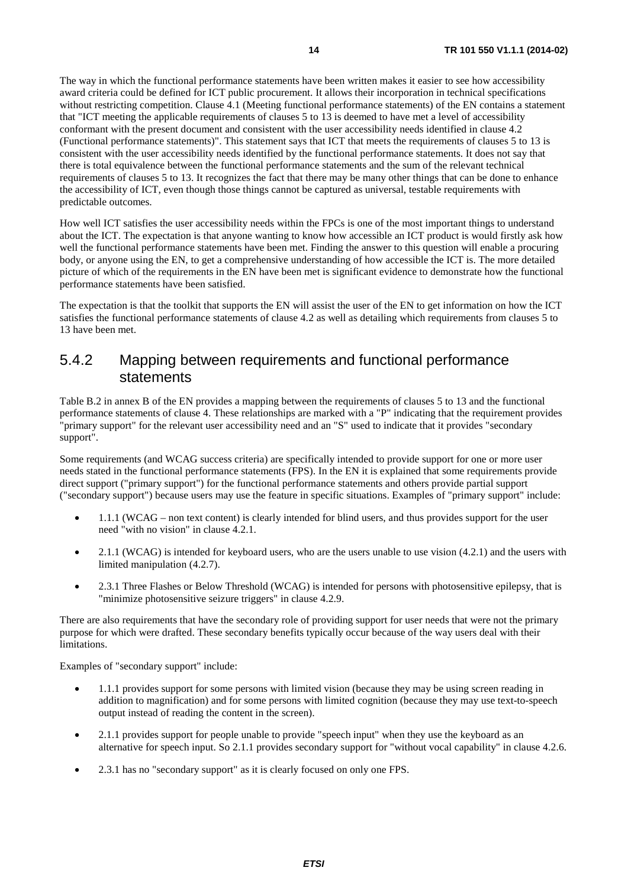The way in which the functional performance statements have been written makes it easier to see how accessibility award criteria could be defined for ICT public procurement. It allows their incorporation in technical specifications without restricting competition. Clause 4.1 (Meeting functional performance statements) of the EN contains a statement that "ICT meeting the applicable requirements of clauses 5 to 13 is deemed to have met a level of accessibility conformant with the present document and consistent with the user accessibility needs identified in clause 4.2 (Functional performance statements)". This statement says that ICT that meets the requirements of clauses 5 to 13 is consistent with the user accessibility needs identified by the functional performance statements. It does not say that there is total equivalence between the functional performance statements and the sum of the relevant technical requirements of clauses 5 to 13. It recognizes the fact that there may be many other things that can be done to enhance the accessibility of ICT, even though those things cannot be captured as universal, testable requirements with predictable outcomes.

How well ICT satisfies the user accessibility needs within the FPCs is one of the most important things to understand about the ICT. The expectation is that anyone wanting to know how accessible an ICT product is would firstly ask how well the functional performance statements have been met. Finding the answer to this question will enable a procuring body, or anyone using the EN, to get a comprehensive understanding of how accessible the ICT is. The more detailed picture of which of the requirements in the EN have been met is significant evidence to demonstrate how the functional performance statements have been satisfied.

The expectation is that the toolkit that supports the EN will assist the user of the EN to get information on how the ICT satisfies the functional performance statements of clause 4.2 as well as detailing which requirements from clauses 5 to 13 have been met.

### 5.4.2 Mapping between requirements and functional performance statements

Table B.2 in annex B of the EN provides a mapping between the requirements of clauses 5 to 13 and the functional performance statements of clause 4. These relationships are marked with a "P" indicating that the requirement provides "primary support" for the relevant user accessibility need and an "S" used to indicate that it provides "secondary support".

Some requirements (and WCAG success criteria) are specifically intended to provide support for one or more user needs stated in the functional performance statements (FPS). In the EN it is explained that some requirements provide direct support ("primary support") for the functional performance statements and others provide partial support ("secondary support") because users may use the feature in specific situations. Examples of "primary support" include:

- 1.1.1 (WCAG – non text content) is clearly intended for blind users, and thus provides support for the user need "with no vision" in clause 4.2.1.
- 2.1.1 (WCAG) is intended for keyboard users, who are the users unable to use vision (4.2.1) and the users with limited manipulation (4.2.7).
- 2.3.1 Three Flashes or Below Threshold (WCAG) is intended for persons with photosensitive epilepsy, that is "minimize photosensitive seizure triggers" in clause 4.2.9.

There are also requirements that have the secondary role of providing support for user needs that were not the primary purpose for which were drafted. These secondary benefits typically occur because of the way users deal with their limitations.

Examples of "secondary support" include:

- 1.1.1 provides support for some persons with limited vision (because they may be using screen reading in addition to magnification) and for some persons with limited cognition (because they may use text-to-speech output instead of reading the content in the screen).
- 2.1.1 provides support for people unable to provide "speech input" when they use the keyboard as an alternative for speech input. So 2.1.1 provides secondary support for "without vocal capability" in clause 4.2.6.
- 2.3.1 has no "secondary support" as it is clearly focused on only one FPS.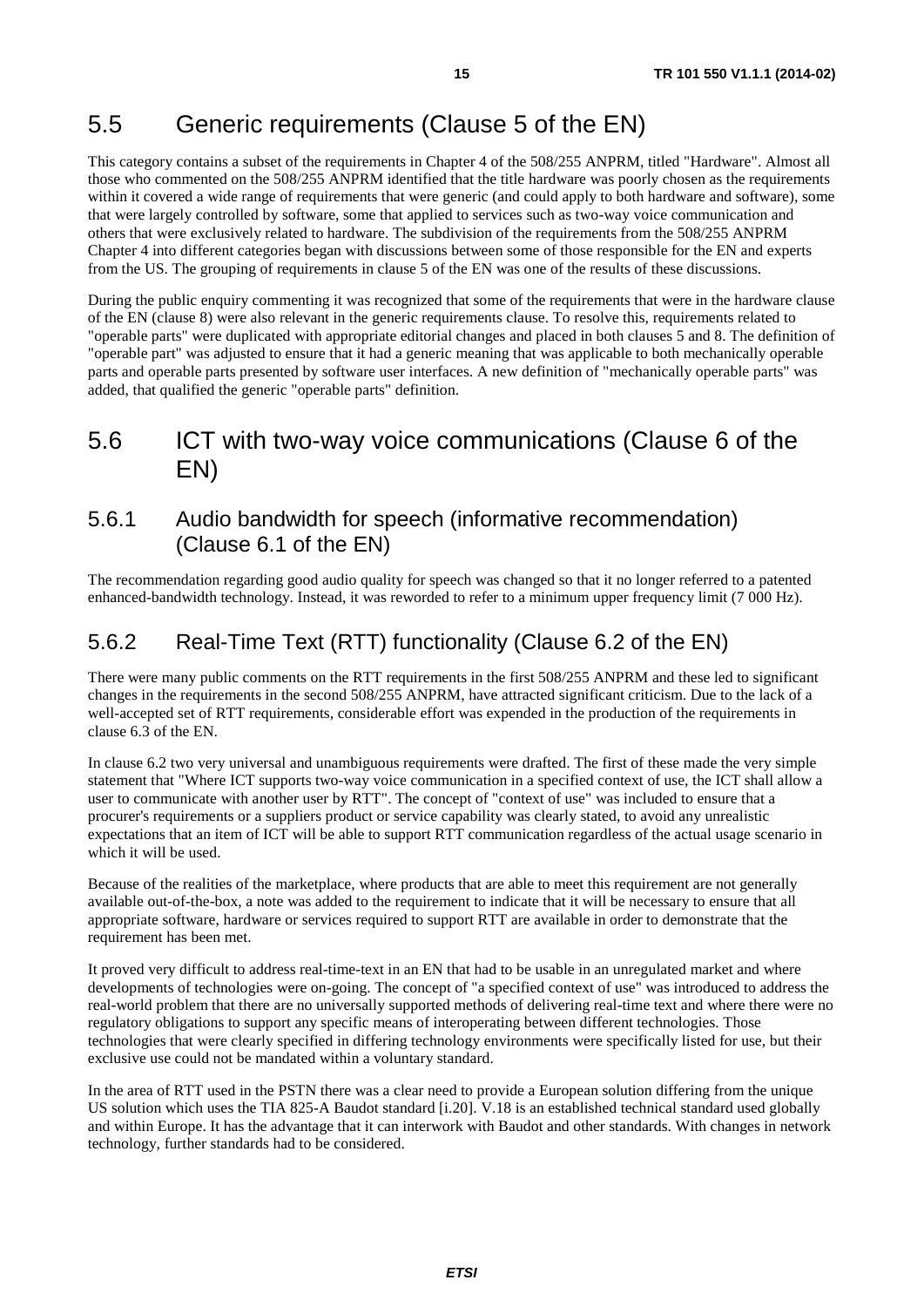## 5.5 Generic requirements (Clause 5 of the EN)

This category contains a subset of the requirements in Chapter 4 of the 508/255 ANPRM, titled "Hardware". Almost all those who commented on the 508/255 ANPRM identified that the title hardware was poorly chosen as the requirements within it covered a wide range of requirements that were generic (and could apply to both hardware and software), some that were largely controlled by software, some that applied to services such as two-way voice communication and others that were exclusively related to hardware. The subdivision of the requirements from the 508/255 ANPRM Chapter 4 into different categories began with discussions between some of those responsible for the EN and experts from the US. The grouping of requirements in clause 5 of the EN was one of the results of these discussions.

During the public enquiry commenting it was recognized that some of the requirements that were in the hardware clause of the EN (clause 8) were also relevant in the generic requirements clause. To resolve this, requirements related to "operable parts" were duplicated with appropriate editorial changes and placed in both clauses 5 and 8. The definition of "operable part" was adjusted to ensure that it had a generic meaning that was applicable to both mechanically operable parts and operable parts presented by software user interfaces. A new definition of "mechanically operable parts" was added, that qualified the generic "operable parts" definition.

## 5.6 ICT with two-way voice communications (Clause 6 of the EN)

### 5.6.1 Audio bandwidth for speech (informative recommendation) (Clause 6.1 of the EN)

The recommendation regarding good audio quality for speech was changed so that it no longer referred to a patented enhanced-bandwidth technology. Instead, it was reworded to refer to a minimum upper frequency limit (7 000 Hz).

### 5.6.2 Real-Time Text (RTT) functionality (Clause 6.2 of the EN)

There were many public comments on the RTT requirements in the first 508/255 ANPRM and these led to significant changes in the requirements in the second 508/255 ANPRM, have attracted significant criticism. Due to the lack of a well-accepted set of RTT requirements, considerable effort was expended in the production of the requirements in clause 6.3 of the EN.

In clause 6.2 two very universal and unambiguous requirements were drafted. The first of these made the very simple statement that "Where ICT supports two-way voice communication in a specified context of use, the ICT shall allow a user to communicate with another user by RTT". The concept of "context of use" was included to ensure that a procurer's requirements or a suppliers product or service capability was clearly stated, to avoid any unrealistic expectations that an item of ICT will be able to support RTT communication regardless of the actual usage scenario in which it will be used.

Because of the realities of the marketplace, where products that are able to meet this requirement are not generally available out-of-the-box, a note was added to the requirement to indicate that it will be necessary to ensure that all appropriate software, hardware or services required to support RTT are available in order to demonstrate that the requirement has been met.

It proved very difficult to address real-time-text in an EN that had to be usable in an unregulated market and where developments of technologies were on-going. The concept of "a specified context of use" was introduced to address the real-world problem that there are no universally supported methods of delivering real-time text and where there were no regulatory obligations to support any specific means of interoperating between different technologies. Those technologies that were clearly specified in differing technology environments were specifically listed for use, but their exclusive use could not be mandated within a voluntary standard.

In the area of RTT used in the PSTN there was a clear need to provide a European solution differing from the unique US solution which uses the TIA 825-A Baudot standard [i.20]. V.18 is an established technical standard used globally and within Europe. It has the advantage that it can interwork with Baudot and other standards. With changes in network technology, further standards had to be considered.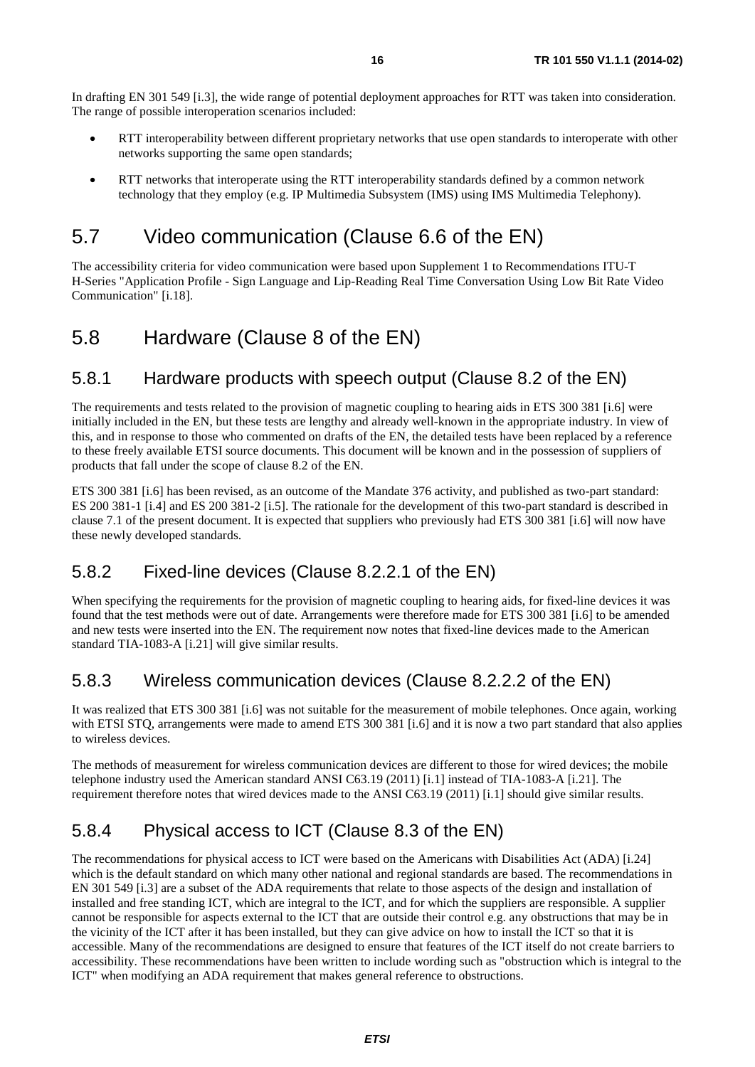In drafting EN 301 549 [i.3], the wide range of potential deployment approaches for RTT was taken into consideration. The range of possible interoperation scenarios included:

- RTT interoperability between different proprietary networks that use open standards to interoperate with other networks supporting the same open standards;
- RTT networks that interoperate using the RTT interoperability standards defined by a common network technology that they employ (e.g. IP Multimedia Subsystem (IMS) using IMS Multimedia Telephony).

## 5.7 Video communication (Clause 6.6 of the EN)

The accessibility criteria for video communication were based upon Supplement 1 to Recommendations ITU-T H-Series "Application Profile - Sign Language and Lip-Reading Real Time Conversation Using Low Bit Rate Video Communication" [i.18].

## 5.8 Hardware (Clause 8 of the EN)

### 5.8.1 Hardware products with speech output (Clause 8.2 of the EN)

The requirements and tests related to the provision of magnetic coupling to hearing aids in ETS 300 381 [i.6] were initially included in the EN, but these tests are lengthy and already well-known in the appropriate industry. In view of this, and in response to those who commented on drafts of the EN, the detailed tests have been replaced by a reference to these freely available ETSI source documents. This document will be known and in the possession of suppliers of products that fall under the scope of clause 8.2 of the EN.

ETS 300 381 [i.6] has been revised, as an outcome of the Mandate 376 activity, and published as two-part standard: ES 200 381-1 [i.4] and ES 200 381-2 [i.5]. The rationale for the development of this two-part standard is described in clause 7.1 of the present document. It is expected that suppliers who previously had ETS 300 381 [i.6] will now have these newly developed standards.

### 5.8.2 Fixed-line devices (Clause 8.2.2.1 of the EN)

When specifying the requirements for the provision of magnetic coupling to hearing aids, for fixed-line devices it was found that the test methods were out of date. Arrangements were therefore made for ETS 300 381 [i.6] to be amended and new tests were inserted into the EN. The requirement now notes that fixed-line devices made to the American standard TIA-1083-A [i.21] will give similar results.

### 5.8.3 Wireless communication devices (Clause 8.2.2.2 of the EN)

It was realized that ETS 300 381 [i.6] was not suitable for the measurement of mobile telephones. Once again, working with ETSI STQ, arrangements were made to amend ETS 300 381 [i.6] and it is now a two part standard that also applies to wireless devices.

The methods of measurement for wireless communication devices are different to those for wired devices; the mobile telephone industry used the American standard ANSI C63.19 (2011) [i.1] instead of TIA-1083-A [i.21]. The requirement therefore notes that wired devices made to the ANSI C63.19 (2011) [i.1] should give similar results.

### 5.8.4 Physical access to ICT (Clause 8.3 of the EN)

The recommendations for physical access to ICT were based on the Americans with Disabilities Act (ADA) [i.24] which is the default standard on which many other national and regional standards are based. The recommendations in EN 301 549 [i.3] are a subset of the ADA requirements that relate to those aspects of the design and installation of installed and free standing ICT, which are integral to the ICT, and for which the suppliers are responsible. A supplier cannot be responsible for aspects external to the ICT that are outside their control e.g. any obstructions that may be in the vicinity of the ICT after it has been installed, but they can give advice on how to install the ICT so that it is accessible. Many of the recommendations are designed to ensure that features of the ICT itself do not create barriers to accessibility. These recommendations have been written to include wording such as "obstruction which is integral to the ICT" when modifying an ADA requirement that makes general reference to obstructions.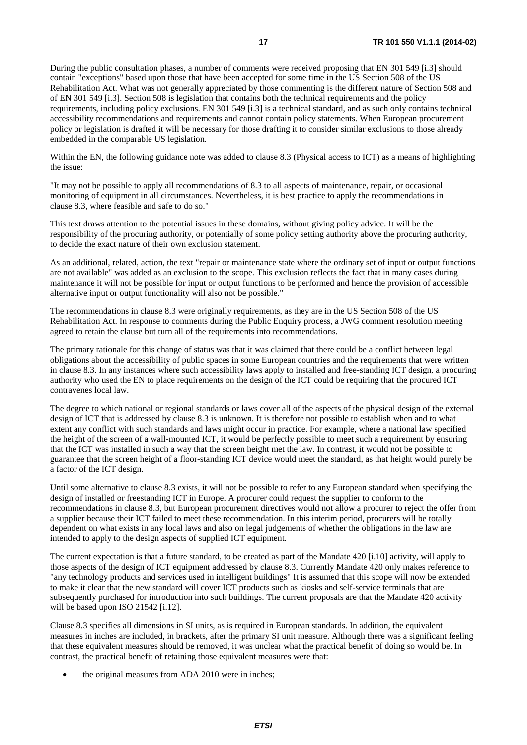During the public consultation phases, a number of comments were received proposing that EN 301 549 [i.3] should contain "exceptions" based upon those that have been accepted for some time in the US Section 508 of the US Rehabilitation Act. What was not generally appreciated by those commenting is the different nature of Section 508 and of EN 301 549 [i.3]. Section 508 is legislation that contains both the technical requirements and the policy requirements, including policy exclusions. EN 301 549 [i.3] is a technical standard, and as such only contains technical accessibility recommendations and requirements and cannot contain policy statements. When European procurement policy or legislation is drafted it will be necessary for those drafting it to consider similar exclusions to those already embedded in the comparable US legislation.

Within the EN, the following guidance note was added to clause 8.3 (Physical access to ICT) as a means of highlighting the issue:

"It may not be possible to apply all recommendations of 8.3 to all aspects of maintenance, repair, or occasional monitoring of equipment in all circumstances. Nevertheless, it is best practice to apply the recommendations in clause 8.3, where feasible and safe to do so."

This text draws attention to the potential issues in these domains, without giving policy advice. It will be the responsibility of the procuring authority, or potentially of some policy setting authority above the procuring authority, to decide the exact nature of their own exclusion statement.

As an additional, related, action, the text "repair or maintenance state where the ordinary set of input or output functions are not available" was added as an exclusion to the scope. This exclusion reflects the fact that in many cases during maintenance it will not be possible for input or output functions to be performed and hence the provision of accessible alternative input or output functionality will also not be possible."

The recommendations in clause 8.3 were originally requirements, as they are in the US Section 508 of the US Rehabilitation Act. In response to comments during the Public Enquiry process, a JWG comment resolution meeting agreed to retain the clause but turn all of the requirements into recommendations.

The primary rationale for this change of status was that it was claimed that there could be a conflict between legal obligations about the accessibility of public spaces in some European countries and the requirements that were written in clause 8.3. In any instances where such accessibility laws apply to installed and free-standing ICT design, a procuring authority who used the EN to place requirements on the design of the ICT could be requiring that the procured ICT contravenes local law.

The degree to which national or regional standards or laws cover all of the aspects of the physical design of the external design of ICT that is addressed by clause 8.3 is unknown. It is therefore not possible to establish when and to what extent any conflict with such standards and laws might occur in practice. For example, where a national law specified the height of the screen of a wall-mounted ICT, it would be perfectly possible to meet such a requirement by ensuring that the ICT was installed in such a way that the screen height met the law. In contrast, it would not be possible to guarantee that the screen height of a floor-standing ICT device would meet the standard, as that height would purely be a factor of the ICT design.

Until some alternative to clause 8.3 exists, it will not be possible to refer to any European standard when specifying the design of installed or freestanding ICT in Europe. A procurer could request the supplier to conform to the recommendations in clause 8.3, but European procurement directives would not allow a procurer to reject the offer from a supplier because their ICT failed to meet these recommendation. In this interim period, procurers will be totally dependent on what exists in any local laws and also on legal judgements of whether the obligations in the law are intended to apply to the design aspects of supplied ICT equipment.

The current expectation is that a future standard, to be created as part of the Mandate 420 [i.10] activity, will apply to those aspects of the design of ICT equipment addressed by clause 8.3. Currently Mandate 420 only makes reference to "any technology products and services used in intelligent buildings" It is assumed that this scope will now be extended to make it clear that the new standard will cover ICT products such as kiosks and self-service terminals that are subsequently purchased for introduction into such buildings. The current proposals are that the Mandate 420 activity will be based upon ISO 21542 [i.12].

Clause 8.3 specifies all dimensions in SI units, as is required in European standards. In addition, the equivalent measures in inches are included, in brackets, after the primary SI unit measure. Although there was a significant feeling that these equivalent measures should be removed, it was unclear what the practical benefit of doing so would be. In contrast, the practical benefit of retaining those equivalent measures were that:

- the original measures from ADA 2010 were in inches;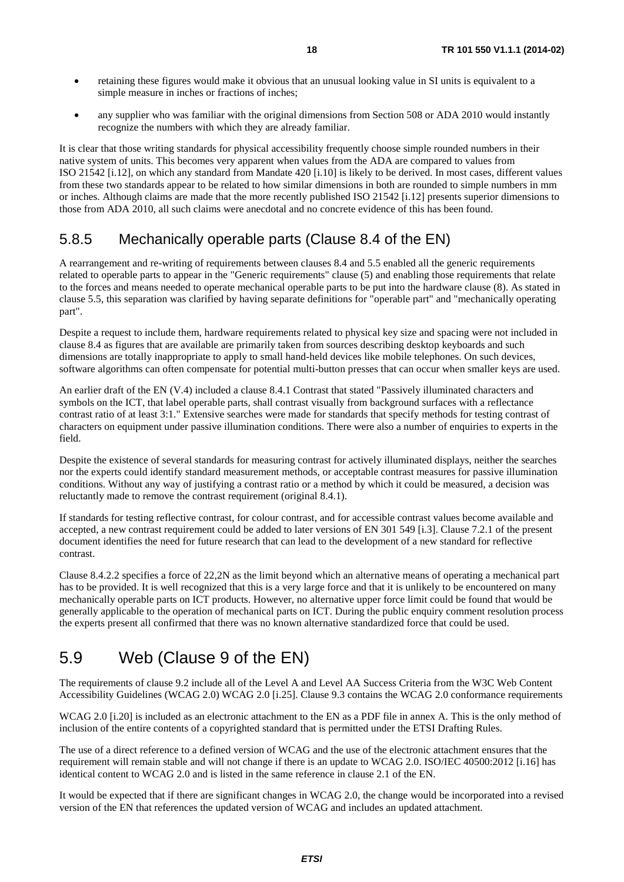- retaining these figures would make it obvious that an unusual looking value in SI units is equivalent to a simple measure in inches or fractions of inches;
- any supplier who was familiar with the original dimensions from Section 508 or ADA 2010 would instantly recognize the numbers with which they are already familiar.

It is clear that those writing standards for physical accessibility frequently choose simple rounded numbers in their native system of units. This becomes very apparent when values from the ADA are compared to values from ISO 21542 [i.12], on which any standard from Mandate 420 [i.10] is likely to be derived. In most cases, different values from these two standards appear to be related to how similar dimensions in both are rounded to simple numbers in mm or inches. Although claims are made that the more recently published ISO 21542 [i.12] presents superior dimensions to those from ADA 2010, all such claims were anecdotal and no concrete evidence of this has been found.

### 5.8.5 Mechanically operable parts (Clause 8.4 of the EN)

A rearrangement and re-writing of requirements between clauses 8.4 and 5.5 enabled all the generic requirements related to operable parts to appear in the "Generic requirements" clause (5) and enabling those requirements that relate to the forces and means needed to operate mechanical operable parts to be put into the hardware clause (8). As stated in clause 5.5, this separation was clarified by having separate definitions for "operable part" and "mechanically operating part".

Despite a request to include them, hardware requirements related to physical key size and spacing were not included in clause 8.4 as figures that are available are primarily taken from sources describing desktop keyboards and such dimensions are totally inappropriate to apply to small hand-held devices like mobile telephones. On such devices, software algorithms can often compensate for potential multi-button presses that can occur when smaller keys are used.

An earlier draft of the EN (V.4) included a clause 8.4.1 Contrast that stated "Passively illuminated characters and symbols on the ICT, that label operable parts, shall contrast visually from background surfaces with a reflectance contrast ratio of at least 3:1." Extensive searches were made for standards that specify methods for testing contrast of characters on equipment under passive illumination conditions. There were also a number of enquiries to experts in the field.

Despite the existence of several standards for measuring contrast for actively illuminated displays, neither the searches nor the experts could identify standard measurement methods, or acceptable contrast measures for passive illumination conditions. Without any way of justifying a contrast ratio or a method by which it could be measured, a decision was reluctantly made to remove the contrast requirement (original 8.4.1).

If standards for testing reflective contrast, for colour contrast, and for accessible contrast values become available and accepted, a new contrast requirement could be added to later versions of EN 301 549 [i.3]. Clause 7.2.1 of the present document identifies the need for future research that can lead to the development of a new standard for reflective contrast.

Clause 8.4.2.2 specifies a force of 22,2N as the limit beyond which an alternative means of operating a mechanical part has to be provided. It is well recognized that this is a very large force and that it is unlikely to be encountered on many mechanically operable parts on ICT products. However, no alternative upper force limit could be found that would be generally applicable to the operation of mechanical parts on ICT. During the public enquiry comment resolution process the experts present all confirmed that there was no known alternative standardized force that could be used.

## 5.9 Web (Clause 9 of the EN)

The requirements of clause 9.2 include all of the Level A and Level AA Success Criteria from the W3C Web Content Accessibility Guidelines (WCAG 2.0) WCAG 2.0 [i.25]. Clause 9.3 contains the WCAG 2.0 conformance requirements

WCAG 2.0 [i.20] is included as an electronic attachment to the EN as a PDF file in annex A. This is the only method of inclusion of the entire contents of a copyrighted standard that is permitted under the ETSI Drafting Rules.

The use of a direct reference to a defined version of WCAG and the use of the electronic attachment ensures that the requirement will remain stable and will not change if there is an update to WCAG 2.0. ISO/IEC 40500:2012 [i.16] has identical content to WCAG 2.0 and is listed in the same reference in clause 2.1 of the EN.

It would be expected that if there are significant changes in WCAG 2.0, the change would be incorporated into a revised version of the EN that references the updated version of WCAG and includes an updated attachment.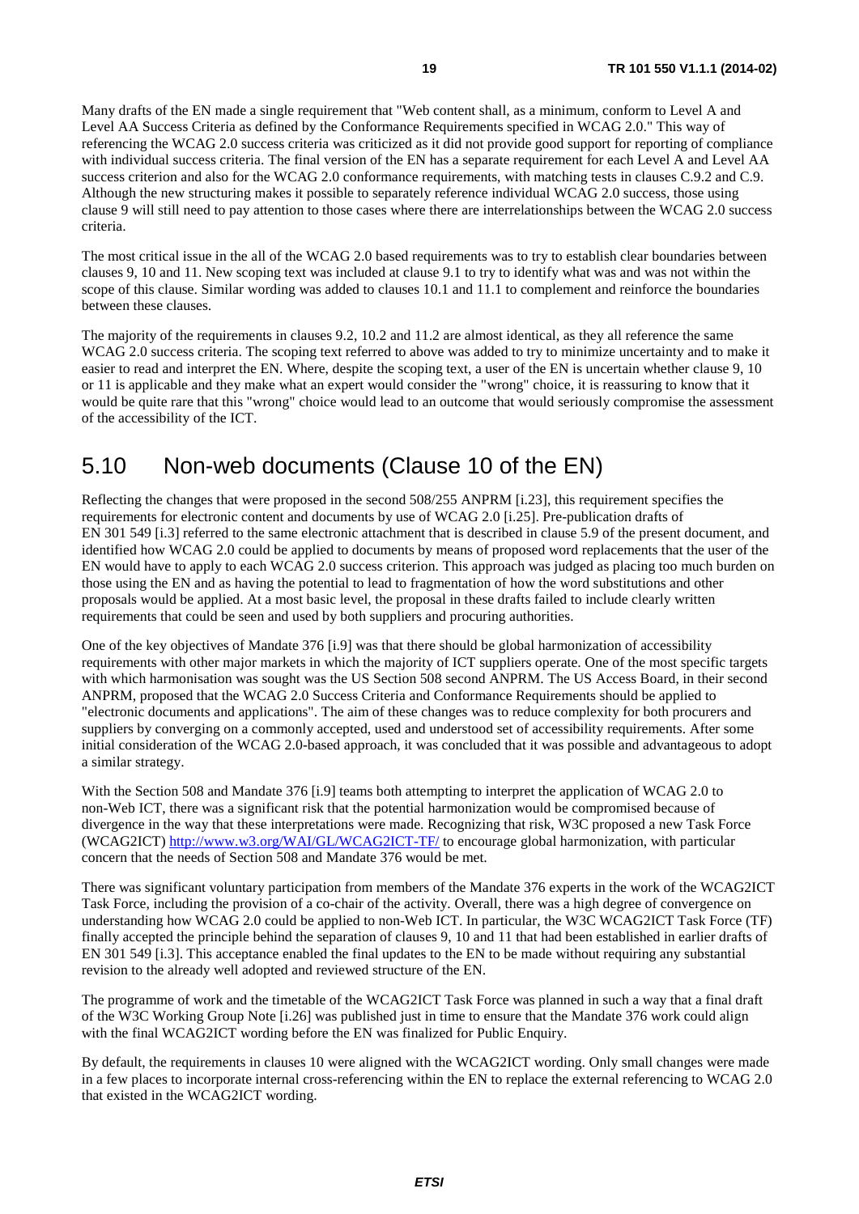Many drafts of the EN made a single requirement that "Web content shall, as a minimum, conform to Level A and Level AA Success Criteria as defined by the Conformance Requirements specified in WCAG 2.0." This way of referencing the WCAG 2.0 success criteria was criticized as it did not provide good support for reporting of compliance with individual success criteria. The final version of the EN has a separate requirement for each Level A and Level AA success criterion and also for the WCAG 2.0 conformance requirements, with matching tests in clauses C.9.2 and C.9. Although the new structuring makes it possible to separately reference individual WCAG 2.0 success, those using clause 9 will still need to pay attention to those cases where there are interrelationships between the WCAG 2.0 success criteria.

The most critical issue in the all of the WCAG 2.0 based requirements was to try to establish clear boundaries between clauses 9, 10 and 11. New scoping text was included at clause 9.1 to try to identify what was and was not within the scope of this clause. Similar wording was added to clauses 10.1 and 11.1 to complement and reinforce the boundaries between these clauses.

The majority of the requirements in clauses 9.2, 10.2 and 11.2 are almost identical, as they all reference the same WCAG 2.0 success criteria. The scoping text referred to above was added to try to minimize uncertainty and to make it easier to read and interpret the EN. Where, despite the scoping text, a user of the EN is uncertain whether clause 9, 10 or 11 is applicable and they make what an expert would consider the "wrong" choice, it is reassuring to know that it would be quite rare that this "wrong" choice would lead to an outcome that would seriously compromise the assessment of the accessibility of the ICT.

## 5.10 Non-web documents (Clause 10 of the EN)

Reflecting the changes that were proposed in the second 508/255 ANPRM [i.23], this requirement specifies the requirements for electronic content and documents by use of WCAG 2.0 [i.25]. Pre-publication drafts of EN 301 549 [i.3] referred to the same electronic attachment that is described in clause 5.9 of the present document, and identified how WCAG 2.0 could be applied to documents by means of proposed word replacements that the user of the EN would have to apply to each WCAG 2.0 success criterion. This approach was judged as placing too much burden on those using the EN and as having the potential to lead to fragmentation of how the word substitutions and other proposals would be applied. At a most basic level, the proposal in these drafts failed to include clearly written requirements that could be seen and used by both suppliers and procuring authorities.

One of the key objectives of Mandate 376 [i.9] was that there should be global harmonization of accessibility requirements with other major markets in which the majority of ICT suppliers operate. One of the most specific targets with which harmonisation was sought was the US Section 508 second ANPRM. The US Access Board, in their second ANPRM, proposed that the WCAG 2.0 Success Criteria and Conformance Requirements should be applied to "electronic documents and applications". The aim of these changes was to reduce complexity for both procurers and suppliers by converging on a commonly accepted, used and understood set of accessibility requirements. After some initial consideration of the WCAG 2.0-based approach, it was concluded that it was possible and advantageous to adopt a similar strategy.

With the Section 508 and Mandate 376 [i.9] teams both attempting to interpret the application of WCAG 2.0 to non-Web ICT, there was a significant risk that the potential harmonization would be compromised because of divergence in the way that these interpretations were made. Recognizing that risk, W3C proposed a new Task Force (WCAG2ICT) http://www.w3.org/WAI/GL/WCAG2ICT-TF/ to encourage global harmonization, with particular concern that the needs of Section 508 and Mandate 376 would be met.

There was significant voluntary participation from members of the Mandate 376 experts in the work of the WCAG2ICT Task Force, including the provision of a co-chair of the activity. Overall, there was a high degree of convergence on understanding how WCAG 2.0 could be applied to non-Web ICT. In particular, the W3C WCAG2ICT Task Force (TF) finally accepted the principle behind the separation of clauses 9, 10 and 11 that had been established in earlier drafts of EN 301 549 [i.3]. This acceptance enabled the final updates to the EN to be made without requiring any substantial revision to the already well adopted and reviewed structure of the EN.

The programme of work and the timetable of the WCAG2ICT Task Force was planned in such a way that a final draft of the W3C Working Group Note [i.26] was published just in time to ensure that the Mandate 376 work could align with the final WCAG2ICT wording before the EN was finalized for Public Enquiry.

By default, the requirements in clauses 10 were aligned with the WCAG2ICT wording. Only small changes were made in a few places to incorporate internal cross-referencing within the EN to replace the external referencing to WCAG 2.0 that existed in the WCAG2ICT wording.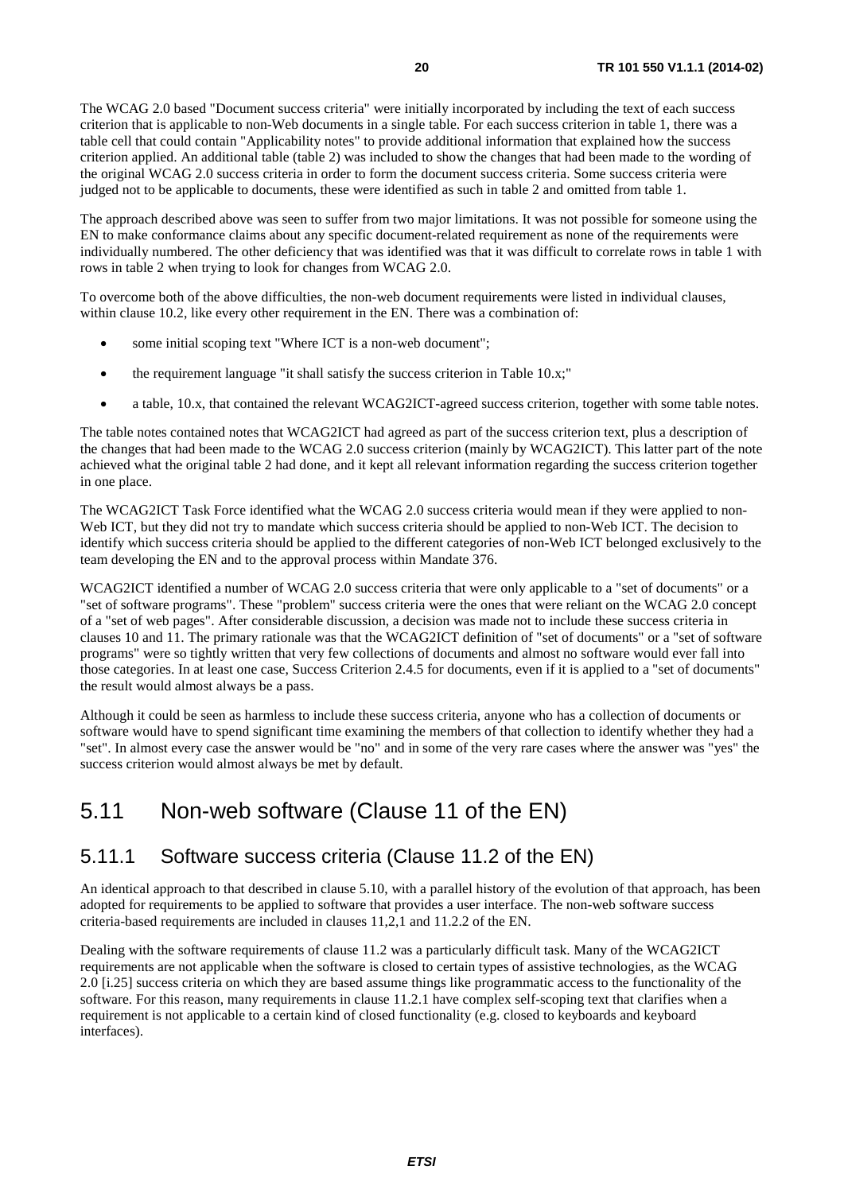The WCAG 2.0 based "Document success criteria" were initially incorporated by including the text of each success criterion that is applicable to non-Web documents in a single table. For each success criterion in table 1, there was a table cell that could contain "Applicability notes" to provide additional information that explained how the success criterion applied. An additional table (table 2) was included to show the changes that had been made to the wording of the original WCAG 2.0 success criteria in order to form the document success criteria. Some success criteria were judged not to be applicable to documents, these were identified as such in table 2 and omitted from table 1.

The approach described above was seen to suffer from two major limitations. It was not possible for someone using the EN to make conformance claims about any specific document-related requirement as none of the requirements were individually numbered. The other deficiency that was identified was that it was difficult to correlate rows in table 1 with rows in table 2 when trying to look for changes from WCAG 2.0.

To overcome both of the above difficulties, the non-web document requirements were listed in individual clauses, within clause 10.2, like every other requirement in the EN. There was a combination of:

- some initial scoping text "Where ICT is a non-web document";
- the requirement language "it shall satisfy the success criterion in Table 10.x;"
- a table, 10.x, that contained the relevant WCAG2ICT-agreed success criterion, together with some table notes.

The table notes contained notes that WCAG2ICT had agreed as part of the success criterion text, plus a description of the changes that had been made to the WCAG 2.0 success criterion (mainly by WCAG2ICT). This latter part of the note achieved what the original table 2 had done, and it kept all relevant information regarding the success criterion together in one place.

The WCAG2ICT Task Force identified what the WCAG 2.0 success criteria would mean if they were applied to non-Web ICT, but they did not try to mandate which success criteria should be applied to non-Web ICT. The decision to identify which success criteria should be applied to the different categories of non-Web ICT belonged exclusively to the team developing the EN and to the approval process within Mandate 376.

WCAG2ICT identified a number of WCAG 2.0 success criteria that were only applicable to a "set of documents" or a "set of software programs". These "problem" success criteria were the ones that were reliant on the WCAG 2.0 concept of a "set of web pages". After considerable discussion, a decision was made not to include these success criteria in clauses 10 and 11. The primary rationale was that the WCAG2ICT definition of "set of documents" or a "set of software programs" were so tightly written that very few collections of documents and almost no software would ever fall into those categories. In at least one case, Success Criterion 2.4.5 for documents, even if it is applied to a "set of documents" the result would almost always be a pass.

Although it could be seen as harmless to include these success criteria, anyone who has a collection of documents or software would have to spend significant time examining the members of that collection to identify whether they had a "set". In almost every case the answer would be "no" and in some of the very rare cases where the answer was "yes" the success criterion would almost always be met by default.

## 5.11 Non-web software (Clause 11 of the EN)

### 5.11.1 Software success criteria (Clause 11.2 of the EN)

An identical approach to that described in clause 5.10, with a parallel history of the evolution of that approach, has been adopted for requirements to be applied to software that provides a user interface. The non-web software success criteria-based requirements are included in clauses 11,2,1 and 11.2.2 of the EN.

Dealing with the software requirements of clause 11.2 was a particularly difficult task. Many of the WCAG2ICT requirements are not applicable when the software is closed to certain types of assistive technologies, as the WCAG 2.0 [i.25] success criteria on which they are based assume things like programmatic access to the functionality of the software. For this reason, many requirements in clause 11.2.1 have complex self-scoping text that clarifies when a requirement is not applicable to a certain kind of closed functionality (e.g. closed to keyboards and keyboard interfaces).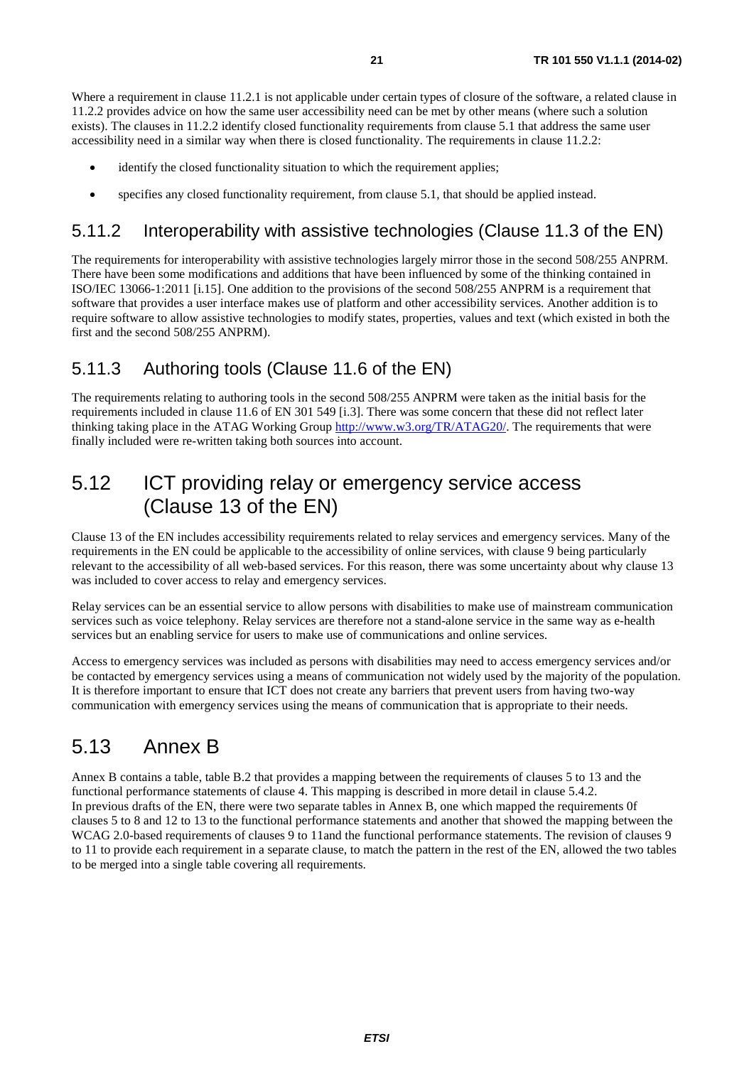Where a requirement in clause 11.2.1 is not applicable under certain types of closure of the software, a related clause in 11.2.2 provides advice on how the same user accessibility need can be met by other means (where such a solution exists). The clauses in 11.2.2 identify closed functionality requirements from clause 5.1 that address the same user accessibility need in a similar way when there is closed functionality. The requirements in clause 11.2.2:

- identify the closed functionality situation to which the requirement applies;
- specifies any closed functionality requirement, from clause 5.1, that should be applied instead.

### 5.11.2 Interoperability with assistive technologies (Clause 11.3 of the EN)

The requirements for interoperability with assistive technologies largely mirror those in the second 508/255 ANPRM. There have been some modifications and additions that have been influenced by some of the thinking contained in ISO/IEC 13066-1:2011 [i.15]. One addition to the provisions of the second 508/255 ANPRM is a requirement that software that provides a user interface makes use of platform and other accessibility services. Another addition is to require software to allow assistive technologies to modify states, properties, values and text (which existed in both the first and the second 508/255 ANPRM).

### 5.11.3 Authoring tools (Clause 11.6 of the EN)

The requirements relating to authoring tools in the second 508/255 ANPRM were taken as the initial basis for the requirements included in clause 11.6 of EN 301 549 [i.3]. There was some concern that these did not reflect later thinking taking place in the ATAG Working Group http://www.w3.org/TR/ATAG20/. The requirements that were finally included were re-written taking both sources into account.

## 5.12 ICT providing relay or emergency service access (Clause 13 of the EN)

Clause 13 of the EN includes accessibility requirements related to relay services and emergency services. Many of the requirements in the EN could be applicable to the accessibility of online services, with clause 9 being particularly relevant to the accessibility of all web-based services. For this reason, there was some uncertainty about why clause 13 was included to cover access to relay and emergency services.

Relay services can be an essential service to allow persons with disabilities to make use of mainstream communication services such as voice telephony. Relay services are therefore not a stand-alone service in the same way as e-health services but an enabling service for users to make use of communications and online services.

Access to emergency services was included as persons with disabilities may need to access emergency services and/or be contacted by emergency services using a means of communication not widely used by the majority of the population. It is therefore important to ensure that ICT does not create any barriers that prevent users from having two-way communication with emergency services using the means of communication that is appropriate to their needs.

## 5.13 Annex B

Annex B contains a table, table B.2 that provides a mapping between the requirements of clauses 5 to 13 and the functional performance statements of clause 4. This mapping is described in more detail in clause 5.4.2.
In previous drafts of the EN, there were two separate tables in Annex B, one which mapped the requirements 0f clauses 5 to 8 and 12 to 13 to the functional performance statements and another that showed the mapping between the WCAG 2.0-based requirements of clauses 9 to 11and the functional performance statements. The revision of clauses 9 to 11 to provide each requirement in a separate clause, to match the pattern in the rest of the EN, allowed the two tables to be merged into a single table covering all requirements.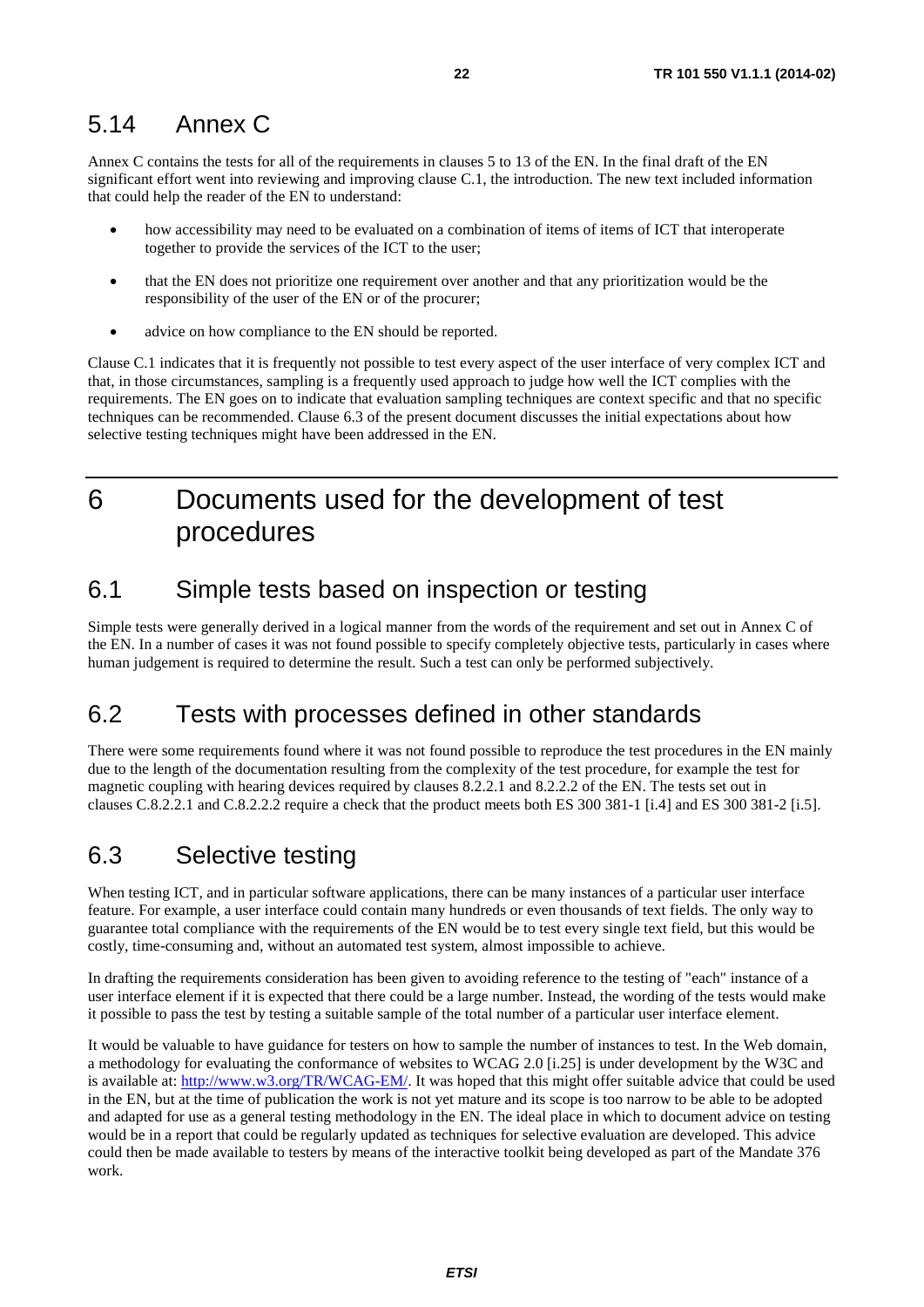## 5.14 Annex C

Annex C contains the tests for all of the requirements in clauses 5 to 13 of the EN. In the final draft of the EN significant effort went into reviewing and improving clause C.1, the introduction. The new text included information that could help the reader of the EN to understand:

- how accessibility may need to be evaluated on a combination of items of items of ICT that interoperate together to provide the services of the ICT to the user;
- that the EN does not prioritize one requirement over another and that any prioritization would be the responsibility of the user of the EN or of the procurer;
- advice on how compliance to the EN should be reported.

Clause C.1 indicates that it is frequently not possible to test every aspect of the user interface of very complex ICT and that, in those circumstances, sampling is a frequently used approach to judge how well the ICT complies with the requirements. The EN goes on to indicate that evaluation sampling techniques are context specific and that no specific techniques can be recommended. Clause 6.3 of the present document discusses the initial expectations about how selective testing techniques might have been addressed in the EN.

# 6 Documents used for the development of test procedures

## 6.1 Simple tests based on inspection or testing

Simple tests were generally derived in a logical manner from the words of the requirement and set out in Annex C of the EN. In a number of cases it was not found possible to specify completely objective tests, particularly in cases where human judgement is required to determine the result. Such a test can only be performed subjectively.

## 6.2 Tests with processes defined in other standards

There were some requirements found where it was not found possible to reproduce the test procedures in the EN mainly due to the length of the documentation resulting from the complexity of the test procedure, for example the test for magnetic coupling with hearing devices required by clauses 8.2.2.1 and 8.2.2.2 of the EN. The tests set out in clauses C.8.2.2.1 and C.8.2.2.2 require a check that the product meets both ES 300 381-1 [i.4] and ES 300 381-2 [i.5].

## 6.3 Selective testing

When testing ICT, and in particular software applications, there can be many instances of a particular user interface feature. For example, a user interface could contain many hundreds or even thousands of text fields. The only way to guarantee total compliance with the requirements of the EN would be to test every single text field, but this would be costly, time-consuming and, without an automated test system, almost impossible to achieve.

In drafting the requirements consideration has been given to avoiding reference to the testing of "each" instance of a user interface element if it is expected that there could be a large number. Instead, the wording of the tests would make it possible to pass the test by testing a suitable sample of the total number of a particular user interface element.

It would be valuable to have guidance for testers on how to sample the number of instances to test. In the Web domain, a methodology for evaluating the conformance of websites to WCAG 2.0 [i.25] is under development by the W3C and is available at: http://www.w3.org/TR/WCAG-EM/. It was hoped that this might offer suitable advice that could be used in the EN, but at the time of publication the work is not yet mature and its scope is too narrow to be able to be adopted and adapted for use as a general testing methodology in the EN. The ideal place in which to document advice on testing would be in a report that could be regularly updated as techniques for selective evaluation are developed. This advice could then be made available to testers by means of the interactive toolkit being developed as part of the Mandate 376 work.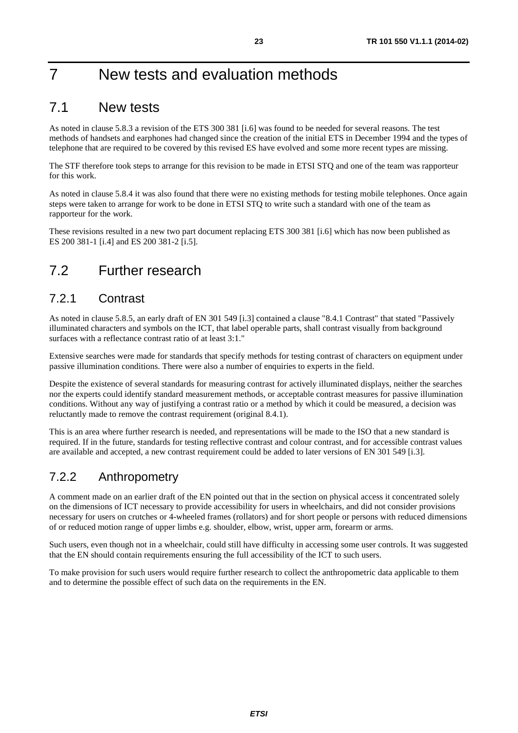# 7 New tests and evaluation methods

## 7.1 New tests

As noted in clause 5.8.3 a revision of the ETS 300 381 [i.6] was found to be needed for several reasons. The test methods of handsets and earphones had changed since the creation of the initial ETS in December 1994 and the types of telephone that are required to be covered by this revised ES have evolved and some more recent types are missing.

The STF therefore took steps to arrange for this revision to be made in ETSI STQ and one of the team was rapporteur for this work.

As noted in clause 5.8.4 it was also found that there were no existing methods for testing mobile telephones. Once again steps were taken to arrange for work to be done in ETSI STQ to write such a standard with one of the team as rapporteur for the work.

These revisions resulted in a new two part document replacing ETS 300 381 [i.6] which has now been published as ES 200 381-1 [i.4] and ES 200 381-2 [i.5].

## 7.2 Further research

### 7.2.1 Contrast

As noted in clause 5.8.5, an early draft of EN 301 549 [i.3] contained a clause "8.4.1 Contrast" that stated "Passively illuminated characters and symbols on the ICT, that label operable parts, shall contrast visually from background surfaces with a reflectance contrast ratio of at least 3:1."

Extensive searches were made for standards that specify methods for testing contrast of characters on equipment under passive illumination conditions. There were also a number of enquiries to experts in the field.

Despite the existence of several standards for measuring contrast for actively illuminated displays, neither the searches nor the experts could identify standard measurement methods, or acceptable contrast measures for passive illumination conditions. Without any way of justifying a contrast ratio or a method by which it could be measured, a decision was reluctantly made to remove the contrast requirement (original 8.4.1).

This is an area where further research is needed, and representations will be made to the ISO that a new standard is required. If in the future, standards for testing reflective contrast and colour contrast, and for accessible contrast values are available and accepted, a new contrast requirement could be added to later versions of EN 301 549 [i.3].

### 7.2.2 Anthropometry

A comment made on an earlier draft of the EN pointed out that in the section on physical access it concentrated solely on the dimensions of ICT necessary to provide accessibility for users in wheelchairs, and did not consider provisions necessary for users on crutches or 4-wheeled frames (rollators) and for short people or persons with reduced dimensions of or reduced motion range of upper limbs e.g. shoulder, elbow, wrist, upper arm, forearm or arms.

Such users, even though not in a wheelchair, could still have difficulty in accessing some user controls. It was suggested that the EN should contain requirements ensuring the full accessibility of the ICT to such users.

To make provision for such users would require further research to collect the anthropometric data applicable to them and to determine the possible effect of such data on the requirements in the EN.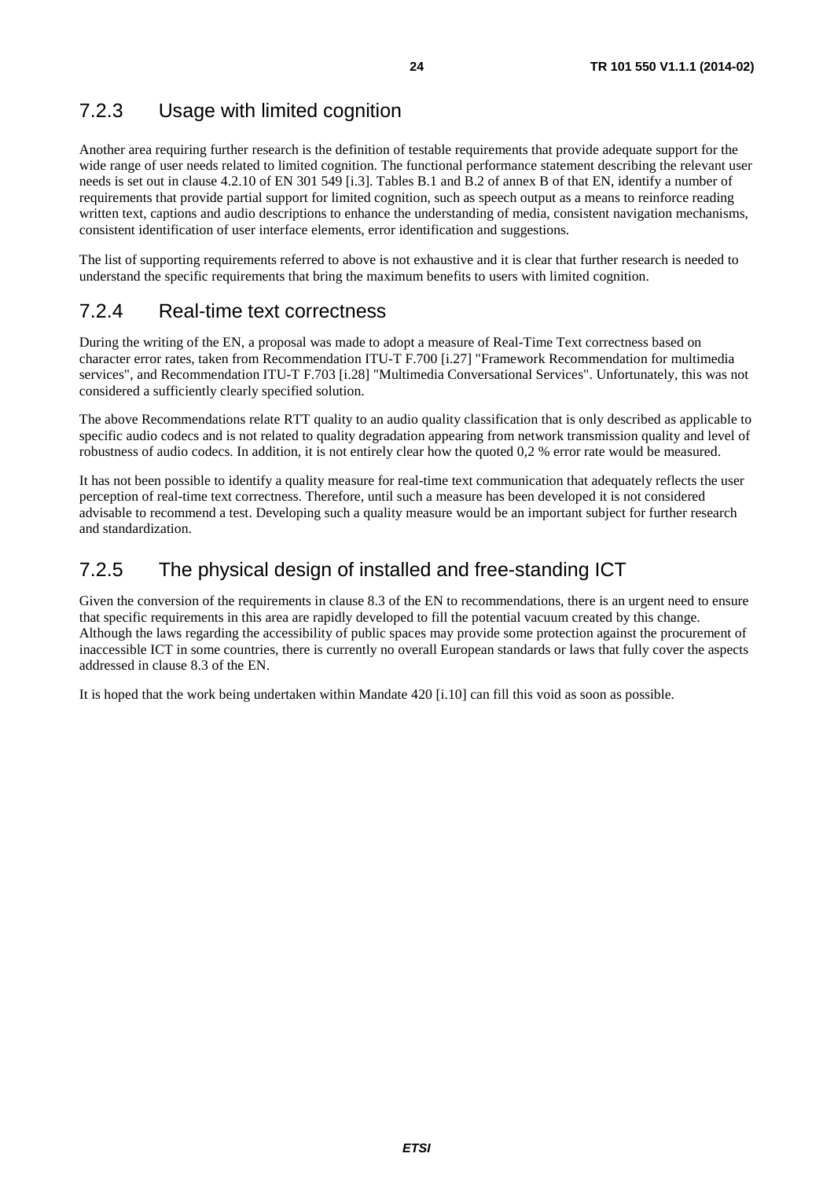### 7.2.3 Usage with limited cognition

Another area requiring further research is the definition of testable requirements that provide adequate support for the wide range of user needs related to limited cognition. The functional performance statement describing the relevant user needs is set out in clause 4.2.10 of EN 301 549 [i.3]. Tables B.1 and B.2 of annex B of that EN, identify a number of requirements that provide partial support for limited cognition, such as speech output as a means to reinforce reading written text, captions and audio descriptions to enhance the understanding of media, consistent navigation mechanisms, consistent identification of user interface elements, error identification and suggestions.

The list of supporting requirements referred to above is not exhaustive and it is clear that further research is needed to understand the specific requirements that bring the maximum benefits to users with limited cognition.

### 7.2.4 Real-time text correctness

During the writing of the EN, a proposal was made to adopt a measure of Real-Time Text correctness based on character error rates, taken from Recommendation ITU-T F.700 [i.27] "Framework Recommendation for multimedia services", and Recommendation ITU-T F.703 [i.28] "Multimedia Conversational Services". Unfortunately, this was not considered a sufficiently clearly specified solution.

The above Recommendations relate RTT quality to an audio quality classification that is only described as applicable to specific audio codecs and is not related to quality degradation appearing from network transmission quality and level of robustness of audio codecs. In addition, it is not entirely clear how the quoted 0,2 % error rate would be measured.

It has not been possible to identify a quality measure for real-time text communication that adequately reflects the user perception of real-time text correctness. Therefore, until such a measure has been developed it is not considered advisable to recommend a test. Developing such a quality measure would be an important subject for further research and standardization.

### 7.2.5 The physical design of installed and free-standing ICT

Given the conversion of the requirements in clause 8.3 of the EN to recommendations, there is an urgent need to ensure that specific requirements in this area are rapidly developed to fill the potential vacuum created by this change. Although the laws regarding the accessibility of public spaces may provide some protection against the procurement of inaccessible ICT in some countries, there is currently no overall European standards or laws that fully cover the aspects addressed in clause 8.3 of the EN.

It is hoped that the work being undertaken within Mandate 420 [i.10] can fill this void as soon as possible.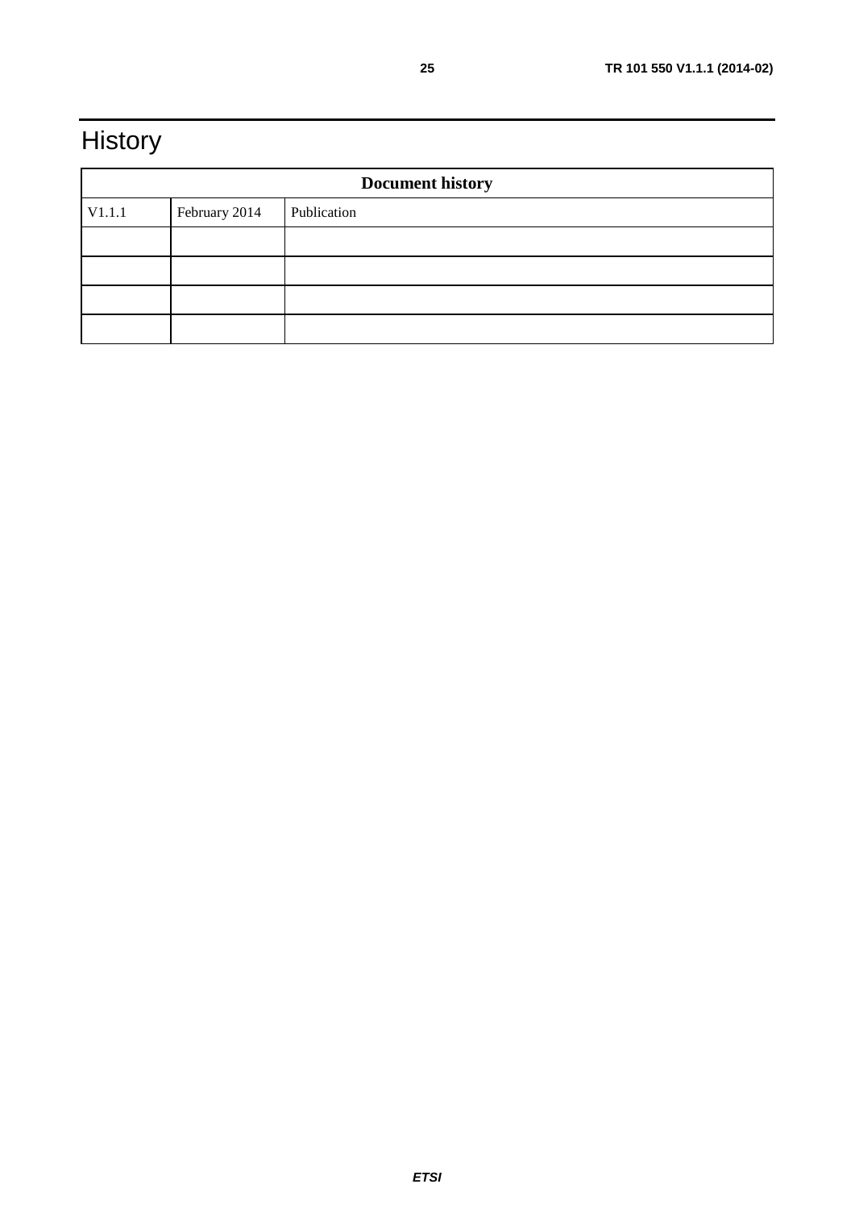# History

| Document history | | |
|---|---|---|
| V1.1.1 | February 2014 | Publication |
| | | |
| | | |
| | | |
| | | |